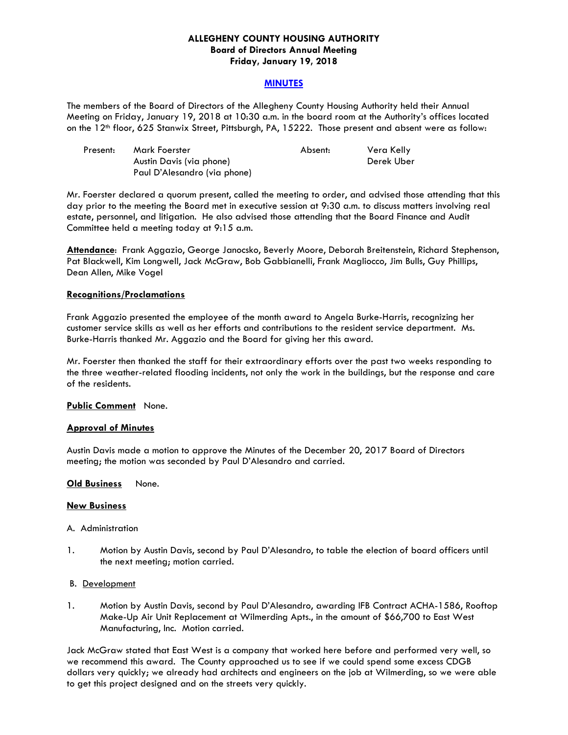**ALLEGHENY COUNTY HOUSING AUTHORITY**
**Board of Directors Annual Meeting**
**Friday, January 19, 2018**

# MINUTES

The members of the Board of Directors of the Allegheny County Housing Authority held their Annual Meeting on Friday, January 19, 2018 at 10:30 a.m. in the board room at the Authority's offices located on the 12th floor, 625 Stanwix Street, Pittsburgh, PA, 15222. Those present and absent were as follow:

| Present: | | Absent: | |
|---|---|---|---|
| | Mark Foerster | | Vera Kelly |
| | Austin Davis (via phone) | | Derek Uber |
| | Paul D'Alesandro (via phone) | | |

Mr. Foerster declared a quorum present, called the meeting to order, and advised those attending that this day prior to the meeting the Board met in executive session at 9:30 a.m. to discuss matters involving real estate, personnel, and litigation. He also advised those attending that the Board Finance and Audit Committee held a meeting today at 9:15 a.m.

**Attendance**: Frank Aggazio, George Janocsko, Beverly Moore, Deborah Breitenstein, Richard Stephenson, Pat Blackwell, Kim Longwell, Jack McGraw, Bob Gabbianelli, Frank Magliocco, Jim Bulls, Guy Phillips, Dean Allen, Mike Vogel

**Recognitions/Proclamations**

Frank Aggazio presented the employee of the month award to Angela Burke-Harris, recognizing her customer service skills as well as her efforts and contributions to the resident service department. Ms. Burke-Harris thanked Mr. Aggazio and the Board for giving her this award.

Mr. Foerster then thanked the staff for their extraordinary efforts over the past two weeks responding to the three weather-related flooding incidents, not only the work in the buildings, but the response and care of the residents.

**Public Comment** None.

**Approval of Minutes**

Austin Davis made a motion to approve the Minutes of the December 20, 2017 Board of Directors meeting; the motion was seconded by Paul D'Alesandro and carried.

**Old Business** None.

**New Business**

A. Administration

1. Motion by Austin Davis, second by Paul D'Alesandro, to table the election of board officers until the next meeting; motion carried.

B. Development

1. Motion by Austin Davis, second by Paul D'Alesandro, awarding IFB Contract ACHA-1586, Rooftop Make-Up Air Unit Replacement at Wilmerding Apts., in the amount of $66,700 to East West Manufacturing, Inc. Motion carried.

Jack McGraw stated that East West is a company that worked here before and performed very well, so we recommend this award. The County approached us to see if we could spend some excess CDGB dollars very quickly; we already had architects and engineers on the job at Wilmerding, so we were able to get this project designed and on the streets very quickly.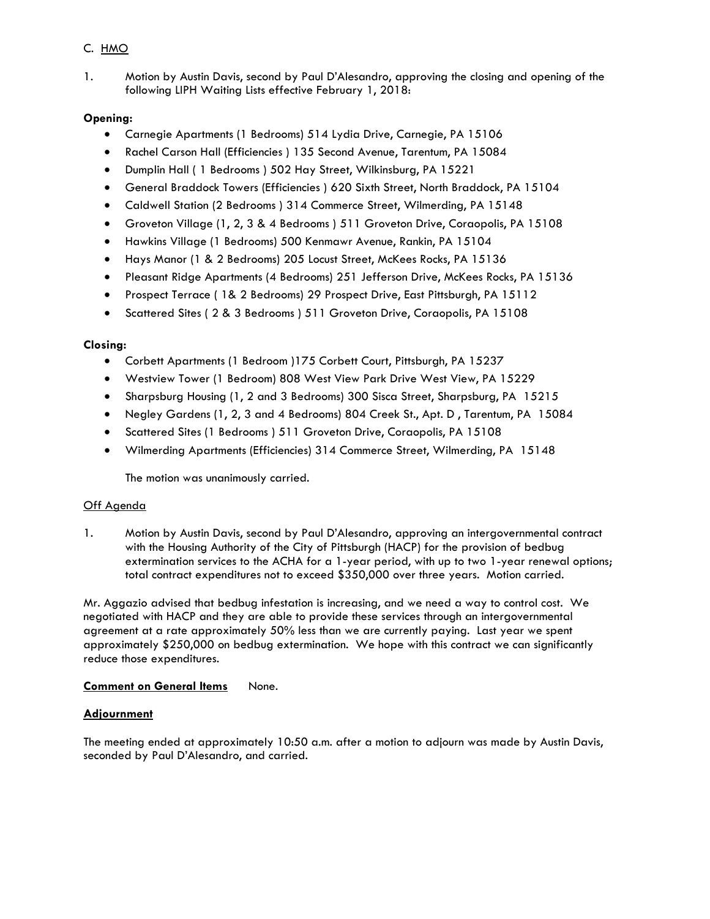C. HMO

1. Motion by Austin Davis, second by Paul D'Alesandro, approving the closing and opening of the following LIPH Waiting Lists effective February 1, 2018:

**Opening:**

- Carnegie Apartments (1 Bedrooms) 514 Lydia Drive, Carnegie, PA 15106
- Rachel Carson Hall (Efficiencies ) 135 Second Avenue, Tarentum, PA 15084
- Dumplin Hall ( 1 Bedrooms ) 502 Hay Street, Wilkinsburg, PA 15221
- General Braddock Towers (Efficiencies ) 620 Sixth Street, North Braddock, PA 15104
- Caldwell Station (2 Bedrooms ) 314 Commerce Street, Wilmerding, PA 15148
- Groveton Village (1, 2, 3 & 4 Bedrooms ) 511 Groveton Drive, Coraopolis, PA 15108
- Hawkins Village (1 Bedrooms) 500 Kenmawr Avenue, Rankin, PA 15104
- Hays Manor (1 & 2 Bedrooms) 205 Locust Street, McKees Rocks, PA 15136
- Pleasant Ridge Apartments (4 Bedrooms) 251 Jefferson Drive, McKees Rocks, PA 15136
- Prospect Terrace ( 1& 2 Bedrooms) 29 Prospect Drive, East Pittsburgh, PA 15112
- Scattered Sites ( 2 & 3 Bedrooms ) 511 Groveton Drive, Coraopolis, PA 15108

**Closing:**

- Corbett Apartments (1 Bedroom )175 Corbett Court, Pittsburgh, PA 15237
- Westview Tower (1 Bedroom) 808 West View Park Drive West View, PA 15229
- Sharpsburg Housing (1, 2 and 3 Bedrooms) 300 Sisca Street, Sharpsburg, PA 15215
- Negley Gardens (1, 2, 3 and 4 Bedrooms) 804 Creek St., Apt. D , Tarentum, PA 15084
- Scattered Sites (1 Bedrooms ) 511 Groveton Drive, Coraopolis, PA 15108
- Wilmerding Apartments (Efficiencies) 314 Commerce Street, Wilmerding, PA 15148

The motion was unanimously carried.

Off Agenda

1. Motion by Austin Davis, second by Paul D'Alesandro, approving an intergovernmental contract with the Housing Authority of the City of Pittsburgh (HACP) for the provision of bedbug extermination services to the ACHA for a 1-year period, with up to two 1-year renewal options; total contract expenditures not to exceed $350,000 over three years. Motion carried.

Mr. Aggazio advised that bedbug infestation is increasing, and we need a way to control cost. We negotiated with HACP and they are able to provide these services through an intergovernmental agreement at a rate approximately 50% less than we are currently paying. Last year we spent approximately $250,000 on bedbug extermination. We hope with this contract we can significantly reduce those expenditures.

**Comment on General Items** None.

**Adjournment**

The meeting ended at approximately 10:50 a.m. after a motion to adjourn was made by Austin Davis, seconded by Paul D'Alesandro, and carried.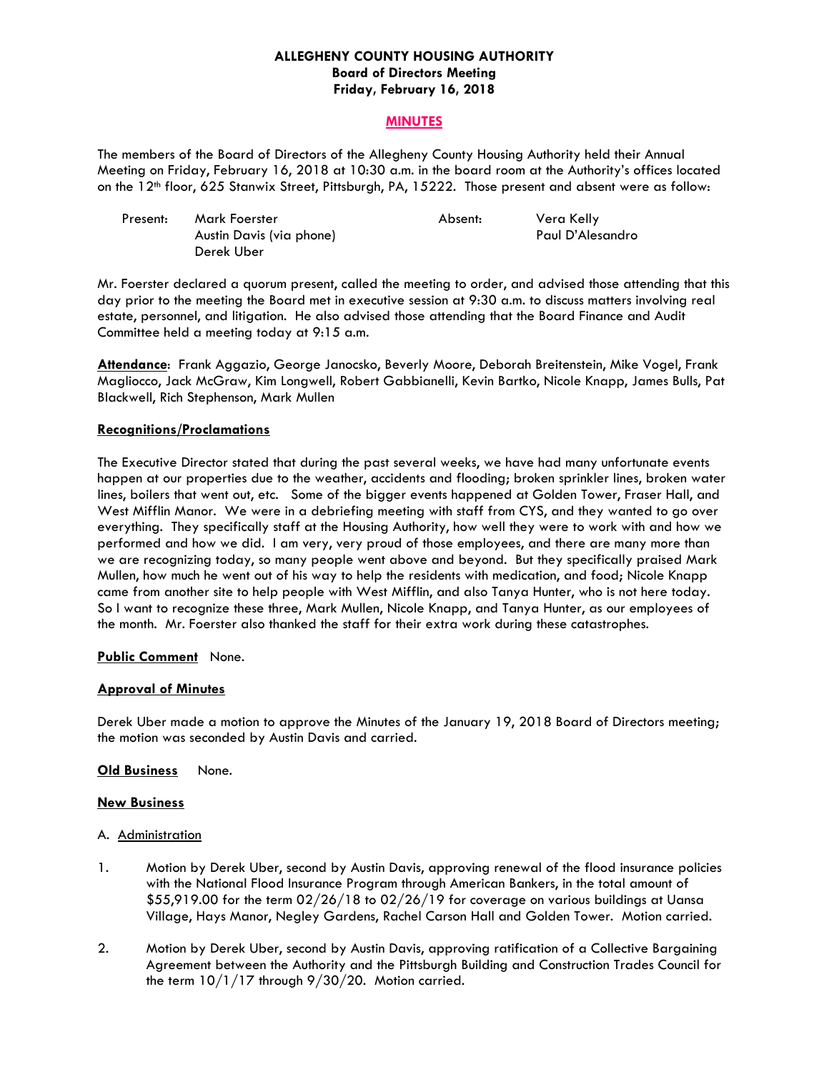**ALLEGHENY COUNTY HOUSING AUTHORITY**
**Board of Directors Meeting**
**Friday, February 16, 2018**

**MINUTES**

The members of the Board of Directors of the Allegheny County Housing Authority held their Annual Meeting on Friday, February 16, 2018 at 10:30 a.m. in the board room at the Authority's offices located on the 12th floor, 625 Stanwix Street, Pittsburgh, PA, 15222. Those present and absent were as follow:

| Present: | | Absent: | |
|---|---|---|---|
| | Mark Foerster | | Vera Kelly |
| | Austin Davis (via phone) | | Paul D'Alesandro |
| | Derek Uber | | |

Mr. Foerster declared a quorum present, called the meeting to order, and advised those attending that this day prior to the meeting the Board met in executive session at 9:30 a.m. to discuss matters involving real estate, personnel, and litigation. He also advised those attending that the Board Finance and Audit Committee held a meeting today at 9:15 a.m.

**Attendance**: Frank Aggazio, George Janocsko, Beverly Moore, Deborah Breitenstein, Mike Vogel, Frank Magliocco, Jack McGraw, Kim Longwell, Robert Gabbianelli, Kevin Bartko, Nicole Knapp, James Bulls, Pat Blackwell, Rich Stephenson, Mark Mullen

**Recognitions/Proclamations**

The Executive Director stated that during the past several weeks, we have had many unfortunate events happen at our properties due to the weather, accidents and flooding; broken sprinkler lines, broken water lines, boilers that went out, etc. Some of the bigger events happened at Golden Tower, Fraser Hall, and West Mifflin Manor. We were in a debriefing meeting with staff from CYS, and they wanted to go over everything. They specifically staff at the Housing Authority, how well they were to work with and how we performed and how we did. I am very, very proud of those employees, and there are many more than we are recognizing today, so many people went above and beyond. But they specifically praised Mark Mullen, how much he went out of his way to help the residents with medication, and food; Nicole Knapp came from another site to help people with West Mifflin, and also Tanya Hunter, who is not here today. So I want to recognize these three, Mark Mullen, Nicole Knapp, and Tanya Hunter, as our employees of the month. Mr. Foerster also thanked the staff for their extra work during these catastrophes.

**Public Comment** None.

**Approval of Minutes**

Derek Uber made a motion to approve the Minutes of the January 19, 2018 Board of Directors meeting; the motion was seconded by Austin Davis and carried.

**Old Business** None.

**New Business**

A. Administration

1. Motion by Derek Uber, second by Austin Davis, approving renewal of the flood insurance policies with the National Flood Insurance Program through American Bankers, in the total amount of $55,919.00 for the term 02/26/18 to 02/26/19 for coverage on various buildings at Uansa Village, Hays Manor, Negley Gardens, Rachel Carson Hall and Golden Tower. Motion carried.

2. Motion by Derek Uber, second by Austin Davis, approving ratification of a Collective Bargaining Agreement between the Authority and the Pittsburgh Building and Construction Trades Council for the term 10/1/17 through 9/30/20. Motion carried.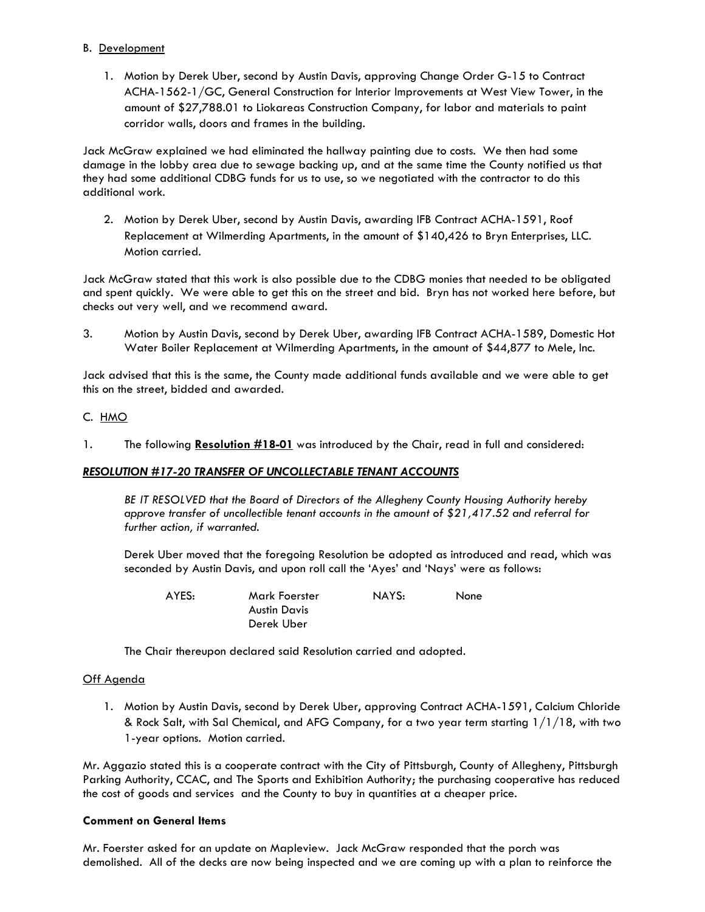B. Development

1. Motion by Derek Uber, second by Austin Davis, approving Change Order G-15 to Contract ACHA-1562-1/GC, General Construction for Interior Improvements at West View Tower, in the amount of $27,788.01 to Liokareas Construction Company, for labor and materials to paint corridor walls, doors and frames in the building.

Jack McGraw explained we had eliminated the hallway painting due to costs. We then had some damage in the lobby area due to sewage backing up, and at the same time the County notified us that they had some additional CDBG funds for us to use, so we negotiated with the contractor to do this additional work.

2. Motion by Derek Uber, second by Austin Davis, awarding IFB Contract ACHA-1591, Roof Replacement at Wilmerding Apartments, in the amount of $140,426 to Bryn Enterprises, LLC. Motion carried.

Jack McGraw stated that this work is also possible due to the CDBG monies that needed to be obligated and spent quickly. We were able to get this on the street and bid. Bryn has not worked here before, but checks out very well, and we recommend award.

3. Motion by Austin Davis, second by Derek Uber, awarding IFB Contract ACHA-1589, Domestic Hot Water Boiler Replacement at Wilmerding Apartments, in the amount of $44,877 to Mele, Inc.

Jack advised that this is the same, the County made additional funds available and we were able to get this on the street, bidded and awarded.

C. HMO

1. The following **Resolution #18-01** was introduced by the Chair, read in full and considered:

***RESOLUTION #17-20 TRANSFER OF UNCOLLECTABLE TENANT ACCOUNTS***

*BE IT RESOLVED that the Board of Directors of the Allegheny County Housing Authority hereby approve transfer of uncollectible tenant accounts in the amount of $21,417.52 and referral for further action, if warranted.*

Derek Uber moved that the foregoing Resolution be adopted as introduced and read, which was seconded by Austin Davis, and upon roll call the 'Ayes' and 'Nays' were as follows:

| AYES: | Mark Foerster | NAYS: | None |
|---|---|---|---|
| | Austin Davis | | |
| | Derek Uber | | |

The Chair thereupon declared said Resolution carried and adopted.

Off Agenda

1. Motion by Austin Davis, second by Derek Uber, approving Contract ACHA-1591, Calcium Chloride & Rock Salt, with Sal Chemical, and AFG Company, for a two year term starting 1/1/18, with two 1-year options. Motion carried.

Mr. Aggazio stated this is a cooperate contract with the City of Pittsburgh, County of Allegheny, Pittsburgh Parking Authority, CCAC, and The Sports and Exhibition Authority; the purchasing cooperative has reduced the cost of goods and services and the County to buy in quantities at a cheaper price.

**Comment on General Items**

Mr. Foerster asked for an update on Mapleview. Jack McGraw responded that the porch was demolished. All of the decks are now being inspected and we are coming up with a plan to reinforce the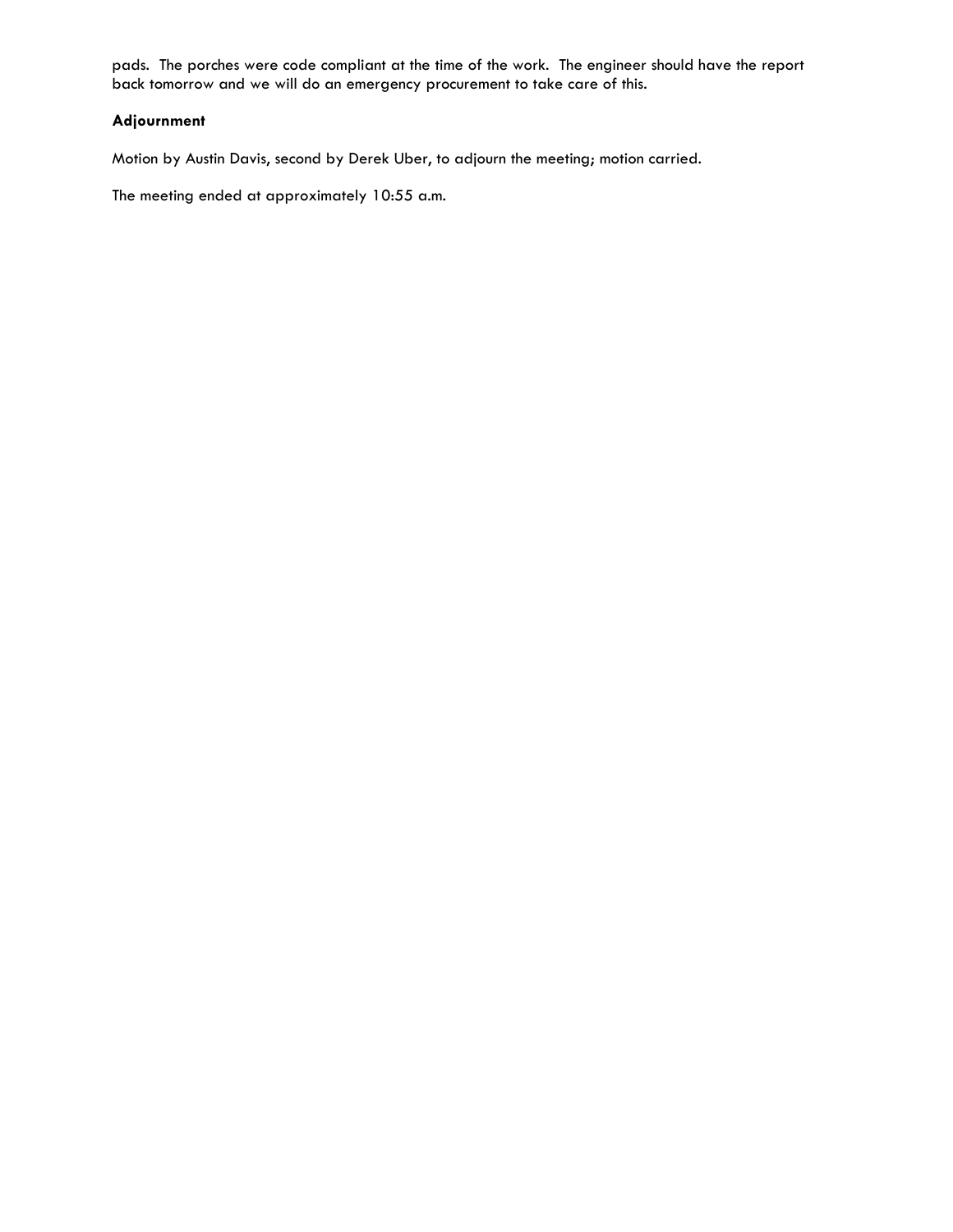pads. The porches were code compliant at the time of the work. The engineer should have the report back tomorrow and we will do an emergency procurement to take care of this.

**Adjournment**

Motion by Austin Davis, second by Derek Uber, to adjourn the meeting; motion carried.

The meeting ended at approximately 10:55 a.m.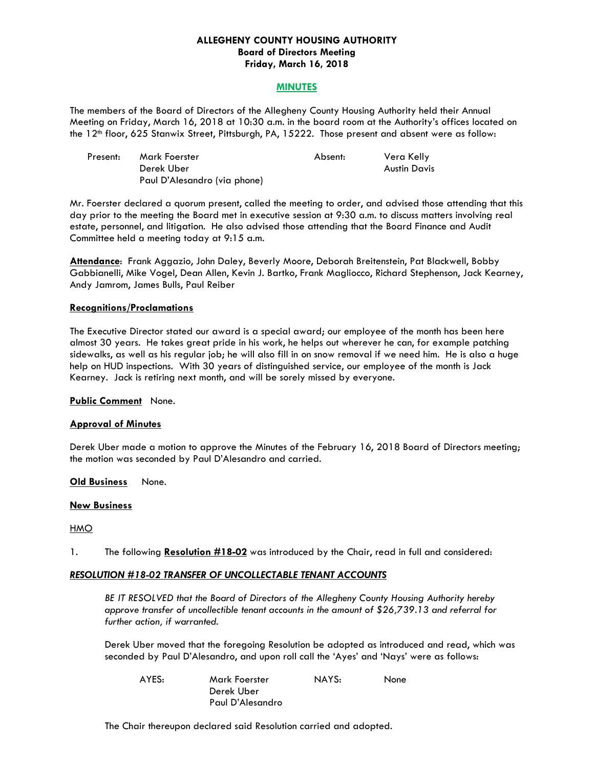# ALLEGHENY COUNTY HOUSING AUTHORITY
## Board of Directors Meeting
## Friday, March 16, 2018

### MINUTES

The members of the Board of Directors of the Allegheny County Housing Authority held their Annual Meeting on Friday, March 16, 2018 at 10:30 a.m. in the board room at the Authority's offices located on the 12th floor, 625 Stanwix Street, Pittsburgh, PA, 15222. Those present and absent were as follow:

| Present: | | Absent: | |
|---|---|---|---|
| | Mark Foerster | | Vera Kelly |
| | Derek Uber | | Austin Davis |
| | Paul D'Alesandro (via phone) | | |

Mr. Foerster declared a quorum present, called the meeting to order, and advised those attending that this day prior to the meeting the Board met in executive session at 9:30 a.m. to discuss matters involving real estate, personnel, and litigation. He also advised those attending that the Board Finance and Audit Committee held a meeting today at 9:15 a.m.

**Attendance**: Frank Aggazio, John Daley, Beverly Moore, Deborah Breitenstein, Pat Blackwell, Bobby Gabbianelli, Mike Vogel, Dean Allen, Kevin J. Bartko, Frank Magliocco, Richard Stephenson, Jack Kearney, Andy Jamrom, James Bulls, Paul Reiber

**Recognitions/Proclamations**

The Executive Director stated our award is a special award; our employee of the month has been here almost 30 years. He takes great pride in his work, he helps out wherever he can, for example patching sidewalks, as well as his regular job; he will also fill in on snow removal if we need him. He is also a huge help on HUD inspections. With 30 years of distinguished service, our employee of the month is Jack Kearney. Jack is retiring next month, and will be sorely missed by everyone.

**Public Comment** None.

**Approval of Minutes**

Derek Uber made a motion to approve the Minutes of the February 16, 2018 Board of Directors meeting; the motion was seconded by Paul D'Alesandro and carried.

**Old Business** None.

**New Business**

HMO

1. The following **Resolution #18-02** was introduced by the Chair, read in full and considered:

***RESOLUTION #18-02 TRANSFER OF UNCOLLECTABLE TENANT ACCOUNTS***

*BE IT RESOLVED that the Board of Directors of the Allegheny County Housing Authority hereby approve transfer of uncollectible tenant accounts in the amount of $26,739.13 and referral for further action, if warranted.*

Derek Uber moved that the foregoing Resolution be adopted as introduced and read, which was seconded by Paul D'Alesandro, and upon roll call the 'Ayes' and 'Nays' were as follows:

| AYES: | | NAYS: | |
|---|---|---|---|
| | Mark Foerster | | None |
| | Derek Uber | | |
| | Paul D'Alesandro | | |

The Chair thereupon declared said Resolution carried and adopted.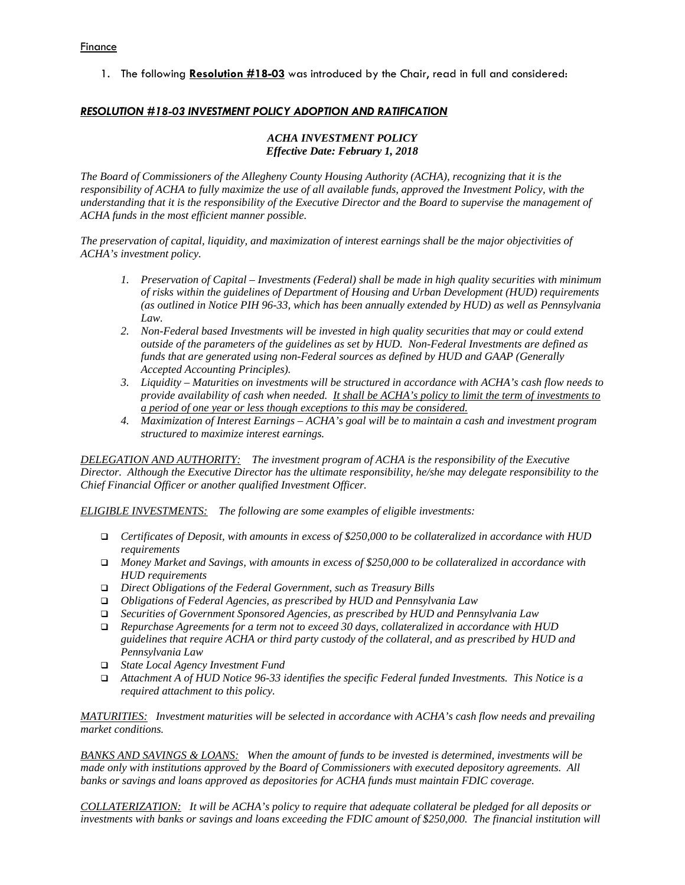Finance

1. The following **Resolution #18-03** was introduced by the Chair, read in full and considered:

***RESOLUTION #18-03 INVESTMENT POLICY ADOPTION AND RATIFICATION***

***ACHA INVESTMENT POLICY***
***Effective Date: February 1, 2018***

*The Board of Commissioners of the Allegheny County Housing Authority (ACHA), recognizing that it is the responsibility of ACHA to fully maximize the use of all available funds, approved the Investment Policy, with the understanding that it is the responsibility of the Executive Director and the Board to supervise the management of ACHA funds in the most efficient manner possible.*

*The preservation of capital, liquidity, and maximization of interest earnings shall be the major objectivities of ACHA's investment policy.*

1. *Preservation of Capital – Investments (Federal) shall be made in high quality securities with minimum of risks within the guidelines of Department of Housing and Urban Development (HUD) requirements (as outlined in Notice PIH 96-33, which has been annually extended by HUD) as well as Pennsylvania Law.*
2. *Non-Federal based Investments will be invested in high quality securities that may or could extend outside of the parameters of the guidelines as set by HUD. Non-Federal Investments are defined as funds that are generated using non-Federal sources as defined by HUD and GAAP (Generally Accepted Accounting Principles).*
3. *Liquidity – Maturities on investments will be structured in accordance with ACHA's cash flow needs to provide availability of cash when needed. <u>It shall be ACHA's policy to limit the term of investments to a period of one year or less though exceptions to this may be considered.</u>*
4. *Maximization of Interest Earnings – ACHA's goal will be to maintain a cash and investment program structured to maximize interest earnings.*

*<u>DELEGATION AND AUTHORITY:</u> The investment program of ACHA is the responsibility of the Executive Director. Although the Executive Director has the ultimate responsibility, he/she may delegate responsibility to the Chief Financial Officer or another qualified Investment Officer.*

*<u>ELIGIBLE INVESTMENTS:</u> The following are some examples of eligible investments:*

- *Certificates of Deposit, with amounts in excess of $250,000 to be collateralized in accordance with HUD requirements*
- *Money Market and Savings, with amounts in excess of $250,000 to be collateralized in accordance with HUD requirements*
- *Direct Obligations of the Federal Government, such as Treasury Bills*
- *Obligations of Federal Agencies, as prescribed by HUD and Pennsylvania Law*
- *Securities of Government Sponsored Agencies, as prescribed by HUD and Pennsylvania Law*
- *Repurchase Agreements for a term not to exceed 30 days, collateralized in accordance with HUD guidelines that require ACHA or third party custody of the collateral, and as prescribed by HUD and Pennsylvania Law*
- *State Local Agency Investment Fund*
- *Attachment A of HUD Notice 96-33 identifies the specific Federal funded Investments. This Notice is a required attachment to this policy.*

*<u>MATURITIES:</u> Investment maturities will be selected in accordance with ACHA's cash flow needs and prevailing market conditions.*

*<u>BANKS AND SAVINGS & LOANS:</u> When the amount of funds to be invested is determined, investments will be made only with institutions approved by the Board of Commissioners with executed depository agreements. All banks or savings and loans approved as depositories for ACHA funds must maintain FDIC coverage.*

*<u>COLLATERIZATION:</u> It will be ACHA's policy to require that adequate collateral be pledged for all deposits or investments with banks or savings and loans exceeding the FDIC amount of $250,000. The financial institution will*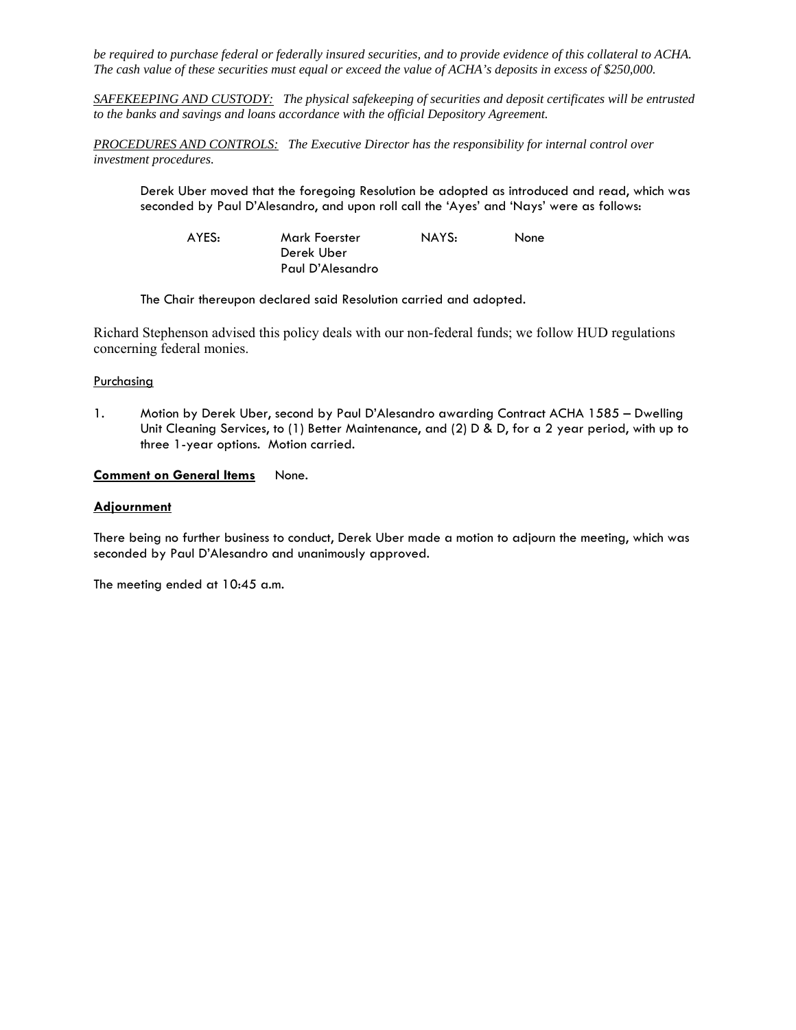*be required to purchase federal or federally insured securities, and to provide evidence of this collateral to ACHA. The cash value of these securities must equal or exceed the value of ACHA's deposits in excess of $250,000.*

*SAFEKEEPING AND CUSTODY: The physical safekeeping of securities and deposit certificates will be entrusted to the banks and savings and loans accordance with the official Depository Agreement.*

*PROCEDURES AND CONTROLS: The Executive Director has the responsibility for internal control over investment procedures.*

Derek Uber moved that the foregoing Resolution be adopted as introduced and read, which was seconded by Paul D'Alesandro, and upon roll call the 'Ayes' and 'Nays' were as follows:

| AYES: | Mark Foerster | NAYS: | None |
|---|---|---|---|
| | Derek Uber | | |
| | Paul D'Alesandro | | |

The Chair thereupon declared said Resolution carried and adopted.

Richard Stephenson advised this policy deals with our non-federal funds; we follow HUD regulations concerning federal monies.

Purchasing

1. Motion by Derek Uber, second by Paul D'Alesandro awarding Contract ACHA 1585 – Dwelling Unit Cleaning Services, to (1) Better Maintenance, and (2) D & D, for a 2 year period, with up to three 1-year options. Motion carried.

**Comment on General Items** None.

**Adjournment**

There being no further business to conduct, Derek Uber made a motion to adjourn the meeting, which was seconded by Paul D'Alesandro and unanimously approved.

The meeting ended at 10:45 a.m.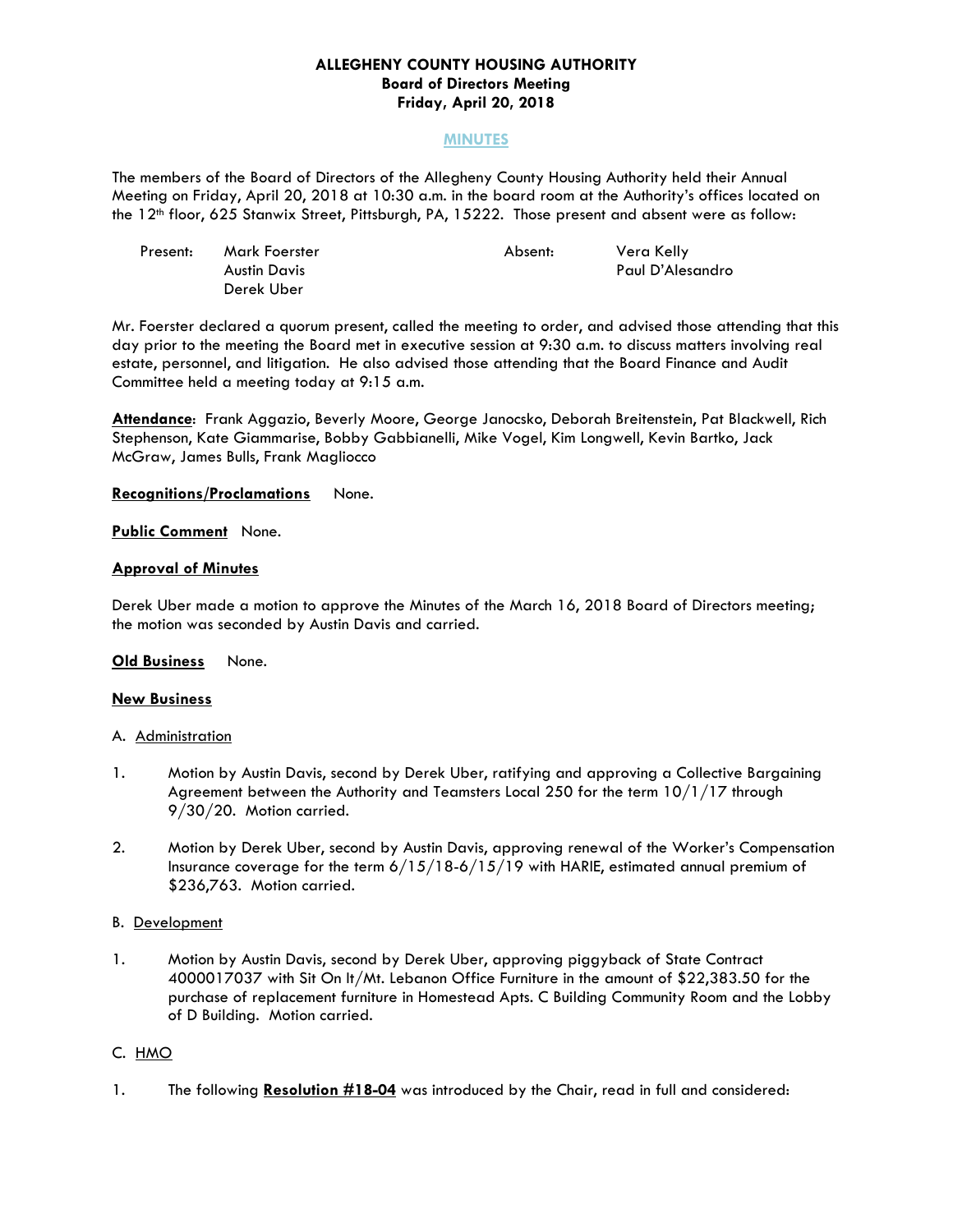**ALLEGHENY COUNTY HOUSING AUTHORITY**
**Board of Directors Meeting**
**Friday, April 20, 2018**

**MINUTES**

The members of the Board of Directors of the Allegheny County Housing Authority held their Annual Meeting on Friday, April 20, 2018 at 10:30 a.m. in the board room at the Authority's offices located on the 12th floor, 625 Stanwix Street, Pittsburgh, PA, 15222. Those present and absent were as follow:

| Present: | | Absent: | |
|---|---|---|---|
| | Mark Foerster | | Vera Kelly |
| | Austin Davis | | Paul D'Alesandro |
| | Derek Uber | | |

Mr. Foerster declared a quorum present, called the meeting to order, and advised those attending that this day prior to the meeting the Board met in executive session at 9:30 a.m. to discuss matters involving real estate, personnel, and litigation. He also advised those attending that the Board Finance and Audit Committee held a meeting today at 9:15 a.m.

**Attendance**: Frank Aggazio, Beverly Moore, George Janocsko, Deborah Breitenstein, Pat Blackwell, Rich Stephenson, Kate Giammarise, Bobby Gabbianelli, Mike Vogel, Kim Longwell, Kevin Bartko, Jack McGraw, James Bulls, Frank Magliocco

**Recognitions/Proclamations** None.

**Public Comment** None.

**Approval of Minutes**

Derek Uber made a motion to approve the Minutes of the March 16, 2018 Board of Directors meeting; the motion was seconded by Austin Davis and carried.

**Old Business** None.

**New Business**

A. Administration

1. Motion by Austin Davis, second by Derek Uber, ratifying and approving a Collective Bargaining Agreement between the Authority and Teamsters Local 250 for the term 10/1/17 through 9/30/20. Motion carried.

2. Motion by Derek Uber, second by Austin Davis, approving renewal of the Worker's Compensation Insurance coverage for the term 6/15/18-6/15/19 with HARIE, estimated annual premium of $236,763. Motion carried.

B. Development

1. Motion by Austin Davis, second by Derek Uber, approving piggyback of State Contract 4000017037 with Sit On It/Mt. Lebanon Office Furniture in the amount of $22,383.50 for the purchase of replacement furniture in Homestead Apts. C Building Community Room and the Lobby of D Building. Motion carried.

C. HMO

1. The following **Resolution #18-04** was introduced by the Chair, read in full and considered: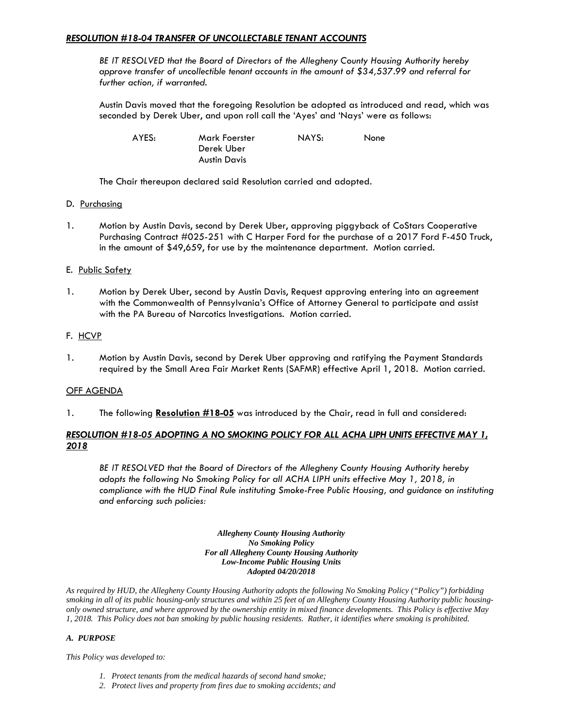***RESOLUTION #18-04 TRANSFER OF UNCOLLECTABLE TENANT ACCOUNTS***

*BE IT RESOLVED that the Board of Directors of the Allegheny County Housing Authority hereby approve transfer of uncollectible tenant accounts in the amount of $34,537.99 and referral for further action, if warranted.*

Austin Davis moved that the foregoing Resolution be adopted as introduced and read, which was seconded by Derek Uber, and upon roll call the 'Ayes' and 'Nays' were as follows:

| AYES: | Mark Foerster | NAYS: | None |
|---|---|---|---|
| | Derek Uber | | |
| | Austin Davis | | |

The Chair thereupon declared said Resolution carried and adopted.

D. Purchasing

1. Motion by Austin Davis, second by Derek Uber, approving piggyback of CoStars Cooperative Purchasing Contract #025-251 with C Harper Ford for the purchase of a 2017 Ford F-450 Truck, in the amount of $49,659, for use by the maintenance department. Motion carried.

E. Public Safety

1. Motion by Derek Uber, second by Austin Davis, Request approving entering into an agreement with the Commonwealth of Pennsylvania's Office of Attorney General to participate and assist with the PA Bureau of Narcotics Investigations. Motion carried.

F. HCVP

1. Motion by Austin Davis, second by Derek Uber approving and ratifying the Payment Standards required by the Small Area Fair Market Rents (SAFMR) effective April 1, 2018. Motion carried.

OFF AGENDA

1. The following **Resolution #18-05** was introduced by the Chair, read in full and considered:

***RESOLUTION #18-05 ADOPTING A NO SMOKING POLICY FOR ALL ACHA LIPH UNITS EFFECTIVE MAY 1, 2018***

*BE IT RESOLVED that the Board of Directors of the Allegheny County Housing Authority hereby adopts the following No Smoking Policy for all ACHA LIPH units effective May 1, 2018, in compliance with the HUD Final Rule instituting Smoke-Free Public Housing, and guidance on instituting and enforcing such policies:*

***Allegheny County Housing Authority***
***No Smoking Policy***
***For all Allegheny County Housing Authority***
***Low-Income Public Housing Units***
***Adopted 04/20/2018***

*As required by HUD, the Allegheny County Housing Authority adopts the following No Smoking Policy ("Policy") forbidding smoking in all of its public housing-only structures and within 25 feet of an Allegheny County Housing Authority public housing-only owned structure, and where approved by the ownership entity in mixed finance developments. This Policy is effective May 1, 2018. This Policy does not ban smoking by public housing residents. Rather, it identifies where smoking is prohibited.*

***A. PURPOSE***

*This Policy was developed to:*

1. *Protect tenants from the medical hazards of second hand smoke;*
2. *Protect lives and property from fires due to smoking accidents; and*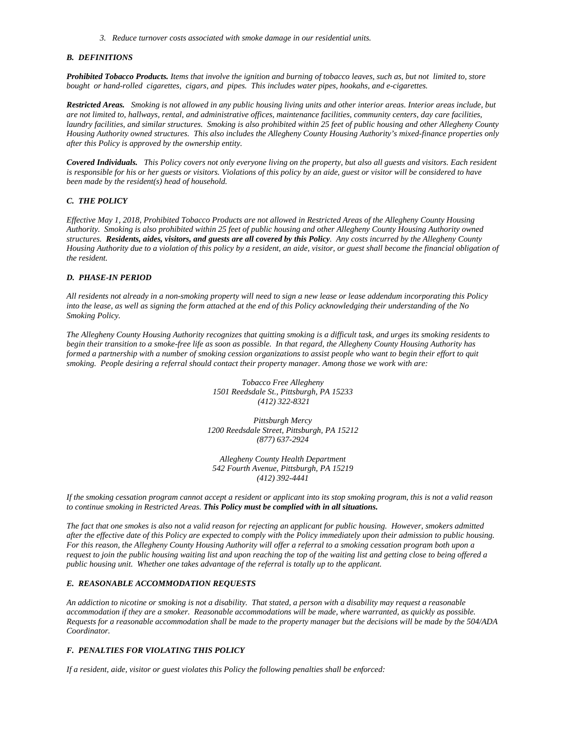*3. Reduce turnover costs associated with smoke damage in our residential units.*

### *B. DEFINITIONS*

***Prohibited Tobacco Products.*** *Items that involve the ignition and burning of tobacco leaves, such as, but not limited to, store bought or hand-rolled cigarettes, cigars, and pipes. This includes water pipes, hookahs, and e-cigarettes.*

***Restricted Areas.*** *Smoking is not allowed in any public housing living units and other interior areas. Interior areas include, but are not limited to, hallways, rental, and administrative offices, maintenance facilities, community centers, day care facilities, laundry facilities, and similar structures. Smoking is also prohibited within 25 feet of public housing and other Allegheny County Housing Authority owned structures. This also includes the Allegheny County Housing Authority's mixed-finance properties only after this Policy is approved by the ownership entity.*

***Covered Individuals.*** *This Policy covers not only everyone living on the property, but also all guests and visitors. Each resident is responsible for his or her guests or visitors. Violations of this policy by an aide, guest or visitor will be considered to have been made by the resident(s) head of household.*

### *C. THE POLICY*

*Effective May 1, 2018, Prohibited Tobacco Products are not allowed in Restricted Areas of the Allegheny County Housing Authority. Smoking is also prohibited within 25 feet of public housing and other Allegheny County Housing Authority owned structures.* ***Residents, aides, visitors, and guests are all covered by this Policy****. Any costs incurred by the Allegheny County Housing Authority due to a violation of this policy by a resident, an aide, visitor, or guest shall become the financial obligation of the resident.*

### *D. PHASE-IN PERIOD*

*All residents not already in a non-smoking property will need to sign a new lease or lease addendum incorporating this Policy into the lease, as well as signing the form attached at the end of this Policy acknowledging their understanding of the No Smoking Policy.*

*The Allegheny County Housing Authority recognizes that quitting smoking is a difficult task, and urges its smoking residents to begin their transition to a smoke-free life as soon as possible. In that regard, the Allegheny County Housing Authority has formed a partnership with a number of smoking cession organizations to assist people who want to begin their effort to quit smoking. People desiring a referral should contact their property manager. Among those we work with are:*

*Tobacco Free Allegheny*
*1501 Reedsdale St., Pittsburgh, PA 15233*
*(412) 322-8321*

*Pittsburgh Mercy*
*1200 Reedsdale Street, Pittsburgh, PA 15212*
*(877) 637-2924*

*Allegheny County Health Department*
*542 Fourth Avenue, Pittsburgh, PA 15219*
*(412) 392-4441*

*If the smoking cessation program cannot accept a resident or applicant into its stop smoking program, this is not a valid reason to continue smoking in Restricted Areas.* ***This Policy must be complied with in all situations.***

*The fact that one smokes is also not a valid reason for rejecting an applicant for public housing. However, smokers admitted after the effective date of this Policy are expected to comply with the Policy immediately upon their admission to public housing. For this reason, the Allegheny County Housing Authority will offer a referral to a smoking cessation program both upon a request to join the public housing waiting list and upon reaching the top of the waiting list and getting close to being offered a public housing unit. Whether one takes advantage of the referral is totally up to the applicant.*

### *E. REASONABLE ACCOMMODATION REQUESTS*

*An addiction to nicotine or smoking is not a disability. That stated, a person with a disability may request a reasonable accommodation if they are a smoker. Reasonable accommodations will be made, where warranted, as quickly as possible. Requests for a reasonable accommodation shall be made to the property manager but the decisions will be made by the 504/ADA Coordinator.*

### *F. PENALTIES FOR VIOLATING THIS POLICY*

*If a resident, aide, visitor or guest violates this Policy the following penalties shall be enforced:*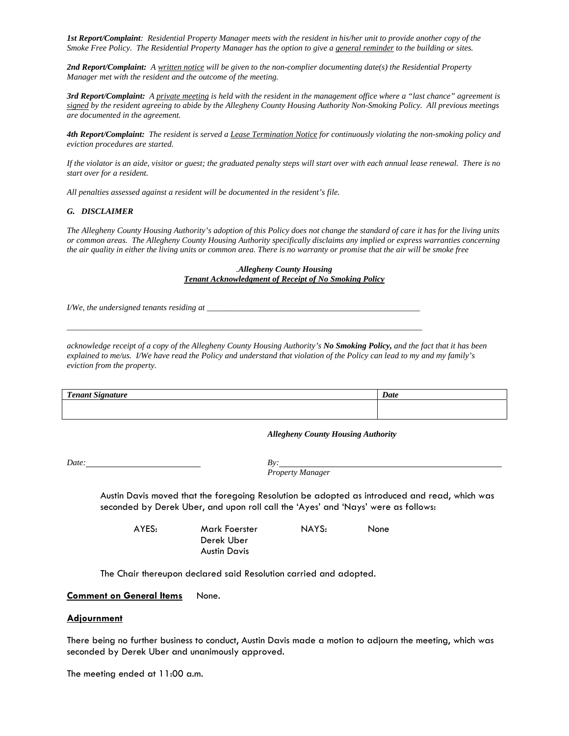***1st Report/Complaint**: Residential Property Manager meets with the resident in his/her unit to provide another copy of the Smoke Free Policy. The Residential Property Manager has the option to give a <u>general reminder</u> to the building or sites.*

***2nd Report/Complaint:** A <u>written notice</u> will be given to the non-complier documenting date(s) the Residential Property Manager met with the resident and the outcome of the meeting.*

***3rd Report/Complaint:** A <u>private meeting</u> is held with the resident in the management office where a "last chance" agreement is <u>signed</u> by the resident agreeing to abide by the Allegheny County Housing Authority Non-Smoking Policy. All previous meetings are documented in the agreement.*

***4th Report/Complaint:** The resident is served a <u>Lease Termination Notice</u> for continuously violating the non-smoking policy and eviction procedures are started.*

*If the violator is an aide, visitor or guest; the graduated penalty steps will start over with each annual lease renewal. There is no start over for a resident.*

*All penalties assessed against a resident will be documented in the resident's file.*

***G. DISCLAIMER***

*The Allegheny County Housing Authority's adoption of this Policy does not change the standard of care it has for the living units or common areas. The Allegheny County Housing Authority specifically disclaims any implied or express warranties concerning the air quality in either the living units or common area. There is no warranty or promise that the air will be smoke free*

***.Allegheny County Housing***
***<u>Tenant Acknowledgment of Receipt of No Smoking Policy</u>***

*I/We, the undersigned tenants residing at ___________________________________________________*

_______________________________________________________________________________

*acknowledge receipt of a copy of the Allegheny County Housing Authority's **No Smoking Policy,** and the fact that it has been explained to me/us. I/We have read the Policy and understand that violation of the Policy can lead to my and my family's eviction from the property.*

| ***Tenant Signature*** | ***Date*** |
|---|---|
| | |

***Allegheny County Housing Authority***

*Date:* ____________________ *By:* ________________________________________
*Property Manager*

Austin Davis moved that the foregoing Resolution be adopted as introduced and read, which was seconded by Derek Uber, and upon roll call the 'Ayes' and 'Nays' were as follows:

AYES: Mark Foerster, Derek Uber, Austin Davis NAYS: None

The Chair thereupon declared said Resolution carried and adopted.

**<u>Comment on General Items</u>** None.

**<u>Adjournment</u>**

There being no further business to conduct, Austin Davis made a motion to adjourn the meeting, which was seconded by Derek Uber and unanimously approved.

The meeting ended at 11:00 a.m.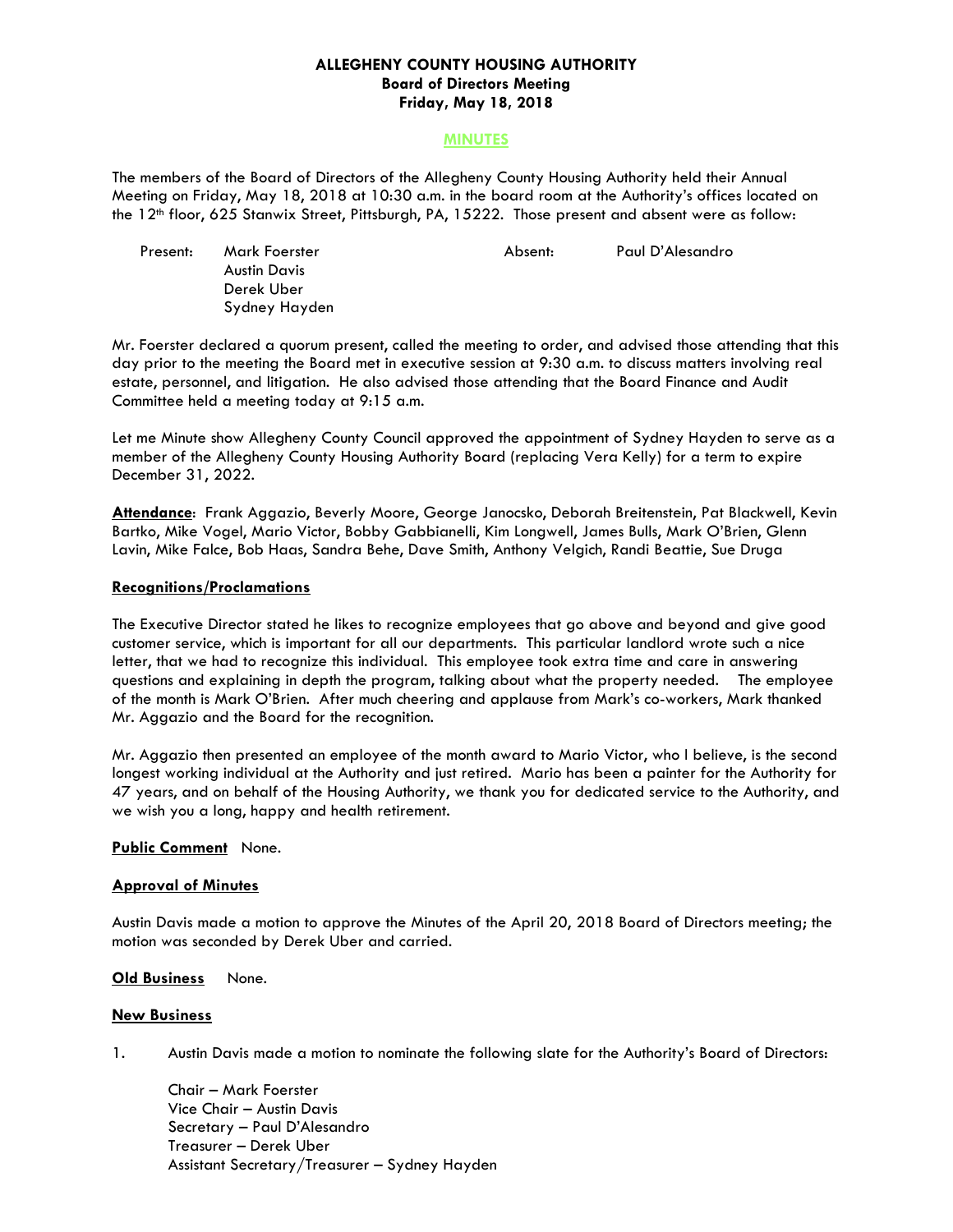**ALLEGHENY COUNTY HOUSING AUTHORITY**
**Board of Directors Meeting**
**Friday, May 18, 2018**

**MINUTES**

The members of the Board of Directors of the Allegheny County Housing Authority held their Annual Meeting on Friday, May 18, 2018 at 10:30 a.m. in the board room at the Authority's offices located on the 12th floor, 625 Stanwix Street, Pittsburgh, PA, 15222. Those present and absent were as follow:

| Present: | Mark Foerster | Absent: | Paul D'Alesandro |
|---|---|---|---|
| | Austin Davis | | |
| | Derek Uber | | |
| | Sydney Hayden | | |

Mr. Foerster declared a quorum present, called the meeting to order, and advised those attending that this day prior to the meeting the Board met in executive session at 9:30 a.m. to discuss matters involving real estate, personnel, and litigation. He also advised those attending that the Board Finance and Audit Committee held a meeting today at 9:15 a.m.

Let me Minute show Allegheny County Council approved the appointment of Sydney Hayden to serve as a member of the Allegheny County Housing Authority Board (replacing Vera Kelly) for a term to expire December 31, 2022.

**Attendance**: Frank Aggazio, Beverly Moore, George Janocsko, Deborah Breitenstein, Pat Blackwell, Kevin Bartko, Mike Vogel, Mario Victor, Bobby Gabbianelli, Kim Longwell, James Bulls, Mark O'Brien, Glenn Lavin, Mike Falce, Bob Haas, Sandra Behe, Dave Smith, Anthony Velgich, Randi Beattie, Sue Druga

**Recognitions/Proclamations**

The Executive Director stated he likes to recognize employees that go above and beyond and give good customer service, which is important for all our departments. This particular landlord wrote such a nice letter, that we had to recognize this individual. This employee took extra time and care in answering questions and explaining in depth the program, talking about what the property needed. The employee of the month is Mark O'Brien. After much cheering and applause from Mark's co-workers, Mark thanked Mr. Aggazio and the Board for the recognition.

Mr. Aggazio then presented an employee of the month award to Mario Victor, who I believe, is the second longest working individual at the Authority and just retired. Mario has been a painter for the Authority for 47 years, and on behalf of the Housing Authority, we thank you for dedicated service to the Authority, and we wish you a long, happy and health retirement.

**Public Comment** None.

**Approval of Minutes**

Austin Davis made a motion to approve the Minutes of the April 20, 2018 Board of Directors meeting; the motion was seconded by Derek Uber and carried.

**Old Business** None.

**New Business**

1. Austin Davis made a motion to nominate the following slate for the Authority's Board of Directors:

   Chair – Mark Foerster
   Vice Chair – Austin Davis
   Secretary – Paul D'Alesandro
   Treasurer – Derek Uber
   Assistant Secretary/Treasurer – Sydney Hayden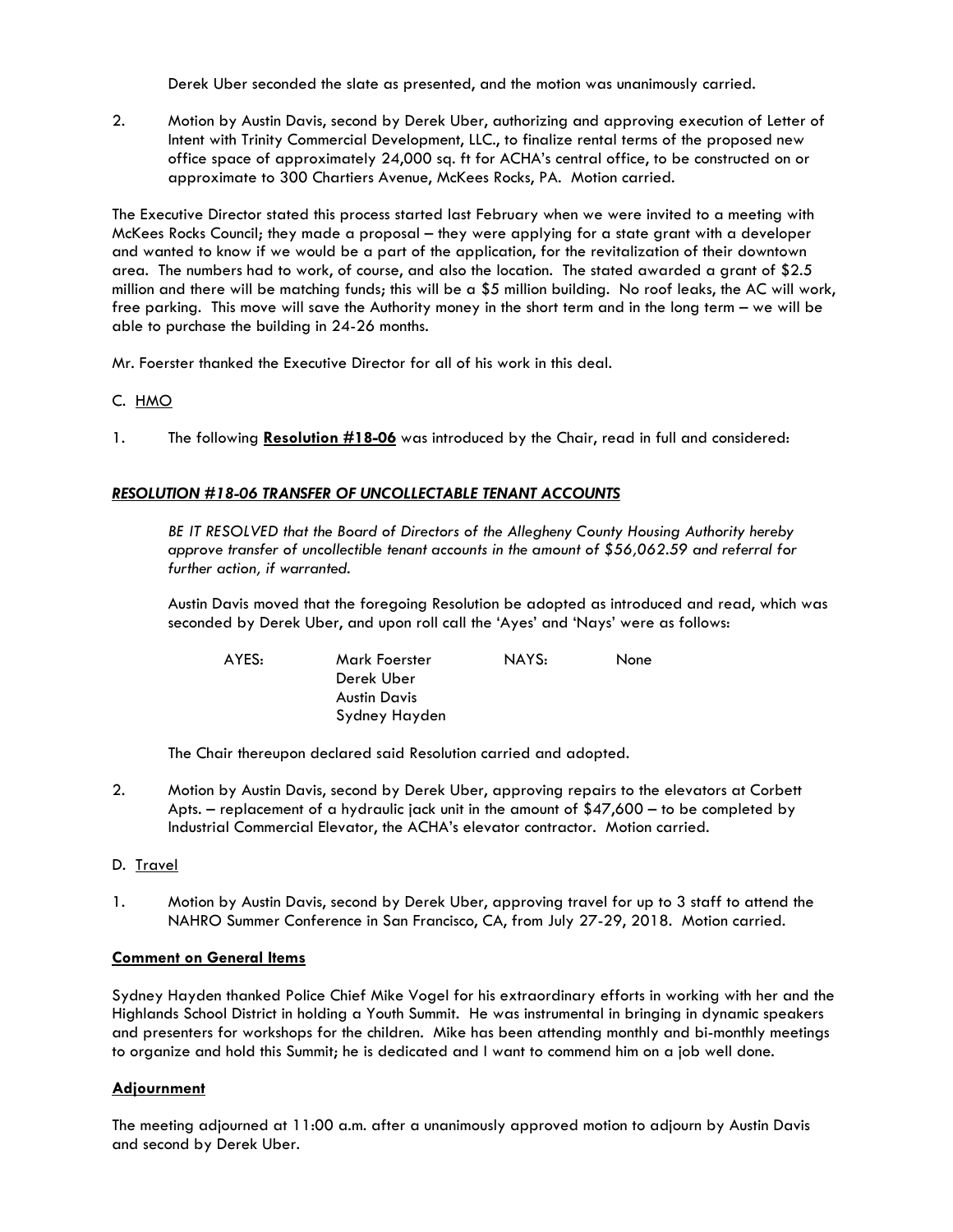Derek Uber seconded the slate as presented, and the motion was unanimously carried.

2. Motion by Austin Davis, second by Derek Uber, authorizing and approving execution of Letter of Intent with Trinity Commercial Development, LLC., to finalize rental terms of the proposed new office space of approximately 24,000 sq. ft for ACHA's central office, to be constructed on or approximate to 300 Chartiers Avenue, McKees Rocks, PA. Motion carried.

The Executive Director stated this process started last February when we were invited to a meeting with McKees Rocks Council; they made a proposal – they were applying for a state grant with a developer and wanted to know if we would be a part of the application, for the revitalization of their downtown area. The numbers had to work, of course, and also the location. The stated awarded a grant of $2.5 million and there will be matching funds; this will be a $5 million building. No roof leaks, the AC will work, free parking. This move will save the Authority money in the short term and in the long term – we will be able to purchase the building in 24-26 months.

Mr. Foerster thanked the Executive Director for all of his work in this deal.

C. <u>HMO</u>

1. The following **<u>Resolution #18-06</u>** was introduced by the Chair, read in full and considered:

***<u>RESOLUTION #18-06 TRANSFER OF UNCOLLECTABLE TENANT ACCOUNTS</u>***

*BE IT RESOLVED that the Board of Directors of the Allegheny County Housing Authority hereby approve transfer of uncollectible tenant accounts in the amount of $56,062.59 and referral for further action, if warranted.*

Austin Davis moved that the foregoing Resolution be adopted as introduced and read, which was seconded by Derek Uber, and upon roll call the 'Ayes' and 'Nays' were as follows:

| AYES: | Mark Foerster | NAYS: | None |
|---|---|---|---|
| | Derek Uber | | |
| | Austin Davis | | |
| | Sydney Hayden | | |

The Chair thereupon declared said Resolution carried and adopted.

2. Motion by Austin Davis, second by Derek Uber, approving repairs to the elevators at Corbett Apts. – replacement of a hydraulic jack unit in the amount of $47,600 – to be completed by Industrial Commercial Elevator, the ACHA's elevator contractor. Motion carried.

D. <u>Travel</u>

1. Motion by Austin Davis, second by Derek Uber, approving travel for up to 3 staff to attend the NAHRO Summer Conference in San Francisco, CA, from July 27-29, 2018. Motion carried.

**<u>Comment on General Items</u>**

Sydney Hayden thanked Police Chief Mike Vogel for his extraordinary efforts in working with her and the Highlands School District in holding a Youth Summit. He was instrumental in bringing in dynamic speakers and presenters for workshops for the children. Mike has been attending monthly and bi-monthly meetings to organize and hold this Summit; he is dedicated and I want to commend him on a job well done.

**<u>Adjournment</u>**

The meeting adjourned at 11:00 a.m. after a unanimously approved motion to adjourn by Austin Davis and second by Derek Uber.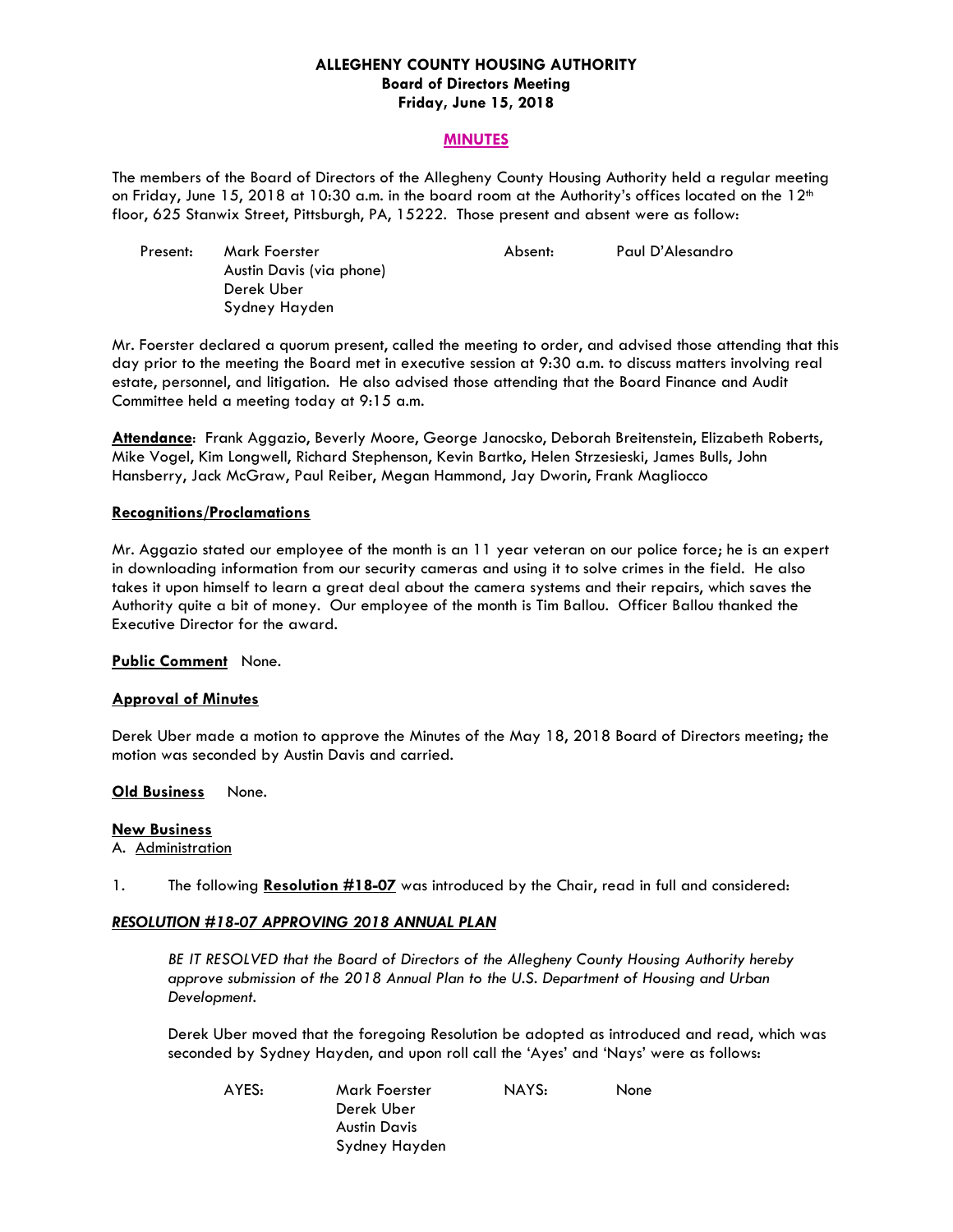**ALLEGHENY COUNTY HOUSING AUTHORITY**
**Board of Directors Meeting**
**Friday, June 15, 2018**

**MINUTES**

The members of the Board of Directors of the Allegheny County Housing Authority held a regular meeting on Friday, June 15, 2018 at 10:30 a.m. in the board room at the Authority's offices located on the 12th floor, 625 Stanwix Street, Pittsburgh, PA, 15222. Those present and absent were as follow:

| Present: | Mark Foerster | Absent: | Paul D'Alesandro |
|---|---|---|---|
| | Austin Davis (via phone) | | |
| | Derek Uber | | |
| | Sydney Hayden | | |

Mr. Foerster declared a quorum present, called the meeting to order, and advised those attending that this day prior to the meeting the Board met in executive session at 9:30 a.m. to discuss matters involving real estate, personnel, and litigation. He also advised those attending that the Board Finance and Audit Committee held a meeting today at 9:15 a.m.

**Attendance**: Frank Aggazio, Beverly Moore, George Janocsko, Deborah Breitenstein, Elizabeth Roberts, Mike Vogel, Kim Longwell, Richard Stephenson, Kevin Bartko, Helen Strzesieski, James Bulls, John Hansberry, Jack McGraw, Paul Reiber, Megan Hammond, Jay Dworin, Frank Magliocco

**Recognitions/Proclamations**

Mr. Aggazio stated our employee of the month is an 11 year veteran on our police force; he is an expert in downloading information from our security cameras and using it to solve crimes in the field. He also takes it upon himself to learn a great deal about the camera systems and their repairs, which saves the Authority quite a bit of money. Our employee of the month is Tim Ballou. Officer Ballou thanked the Executive Director for the award.

**Public Comment** None.

**Approval of Minutes**

Derek Uber made a motion to approve the Minutes of the May 18, 2018 Board of Directors meeting; the motion was seconded by Austin Davis and carried.

**Old Business** None.

**New Business**

A. Administration

1. The following **Resolution #18-07** was introduced by the Chair, read in full and considered:

***RESOLUTION #18-07 APPROVING 2018 ANNUAL PLAN***

*BE IT RESOLVED that the Board of Directors of the Allegheny County Housing Authority hereby approve submission of the 2018 Annual Plan to the U.S. Department of Housing and Urban Development.*

Derek Uber moved that the foregoing Resolution be adopted as introduced and read, which was seconded by Sydney Hayden, and upon roll call the 'Ayes' and 'Nays' were as follows:

| AYES: | Mark Foerster | NAYS: | None |
|---|---|---|---|
| | Derek Uber | | |
| | Austin Davis | | |
| | Sydney Hayden | | |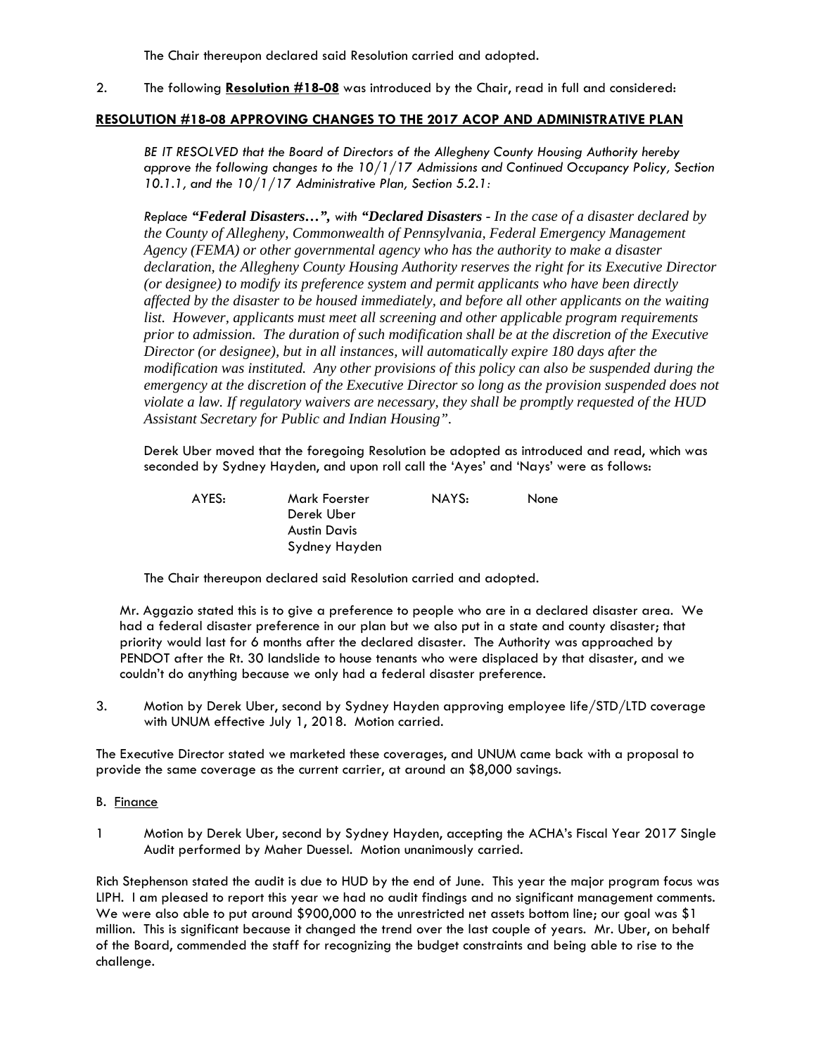The Chair thereupon declared said Resolution carried and adopted.

2. The following **Resolution #18-08** was introduced by the Chair, read in full and considered:

**RESOLUTION #18-08 APPROVING CHANGES TO THE 2017 ACOP AND ADMINISTRATIVE PLAN**

*BE IT RESOLVED that the Board of Directors of the Allegheny County Housing Authority hereby approve the following changes to the 10/1/17 Admissions and Continued Occupancy Policy, Section 10.1.1, and the 10/1/17 Administrative Plan, Section 5.2.1:*

*Replace **"Federal Disasters…",** with **"Declared Disasters** - In the case of a disaster declared by the County of Allegheny, Commonwealth of Pennsylvania, Federal Emergency Management Agency (FEMA) or other governmental agency who has the authority to make a disaster declaration, the Allegheny County Housing Authority reserves the right for its Executive Director (or designee) to modify its preference system and permit applicants who have been directly affected by the disaster to be housed immediately, and before all other applicants on the waiting list. However, applicants must meet all screening and other applicable program requirements prior to admission. The duration of such modification shall be at the discretion of the Executive Director (or designee), but in all instances, will automatically expire 180 days after the modification was instituted. Any other provisions of this policy can also be suspended during the emergency at the discretion of the Executive Director so long as the provision suspended does not violate a law. If regulatory waivers are necessary, they shall be promptly requested of the HUD Assistant Secretary for Public and Indian Housing".*

Derek Uber moved that the foregoing Resolution be adopted as introduced and read, which was seconded by Sydney Hayden, and upon roll call the 'Ayes' and 'Nays' were as follows:

| AYES: | | NAYS: | |
|---|---|---|---|
| | Mark Foerster | | None |
| | Derek Uber | | |
| | Austin Davis | | |
| | Sydney Hayden | | |

The Chair thereupon declared said Resolution carried and adopted.

Mr. Aggazio stated this is to give a preference to people who are in a declared disaster area. We had a federal disaster preference in our plan but we also put in a state and county disaster; that priority would last for 6 months after the declared disaster. The Authority was approached by PENDOT after the Rt. 30 landslide to house tenants who were displaced by that disaster, and we couldn't do anything because we only had a federal disaster preference.

3. Motion by Derek Uber, second by Sydney Hayden approving employee life/STD/LTD coverage with UNUM effective July 1, 2018. Motion carried.

The Executive Director stated we marketed these coverages, and UNUM came back with a proposal to provide the same coverage as the current carrier, at around an $8,000 savings.

B. Finance

1 Motion by Derek Uber, second by Sydney Hayden, accepting the ACHA's Fiscal Year 2017 Single Audit performed by Maher Duessel. Motion unanimously carried.

Rich Stephenson stated the audit is due to HUD by the end of June. This year the major program focus was LIPH. I am pleased to report this year we had no audit findings and no significant management comments. We were also able to put around $900,000 to the unrestricted net assets bottom line; our goal was $1 million. This is significant because it changed the trend over the last couple of years. Mr. Uber, on behalf of the Board, commended the staff for recognizing the budget constraints and being able to rise to the challenge.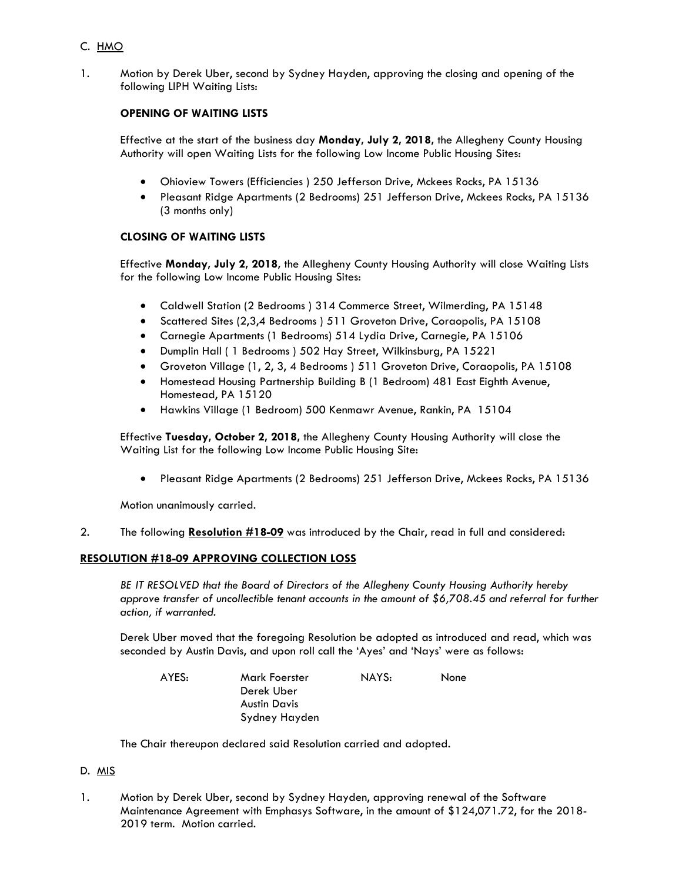C. HMO

1. Motion by Derek Uber, second by Sydney Hayden, approving the closing and opening of the following LIPH Waiting Lists:

**OPENING OF WAITING LISTS**

Effective at the start of the business day **Monday, July 2, 2018**, the Allegheny County Housing Authority will open Waiting Lists for the following Low Income Public Housing Sites:

- Ohioview Towers (Efficiencies ) 250 Jefferson Drive, Mckees Rocks, PA 15136
- Pleasant Ridge Apartments (2 Bedrooms) 251 Jefferson Drive, Mckees Rocks, PA 15136 (3 months only)

**CLOSING OF WAITING LISTS**

Effective **Monday, July 2, 2018**, the Allegheny County Housing Authority will close Waiting Lists for the following Low Income Public Housing Sites:

- Caldwell Station (2 Bedrooms ) 314 Commerce Street, Wilmerding, PA 15148
- Scattered Sites (2,3,4 Bedrooms ) 511 Groveton Drive, Coraopolis, PA 15108
- Carnegie Apartments (1 Bedrooms) 514 Lydia Drive, Carnegie, PA 15106
- Dumplin Hall ( 1 Bedrooms ) 502 Hay Street, Wilkinsburg, PA 15221
- Groveton Village (1, 2, 3, 4 Bedrooms ) 511 Groveton Drive, Coraopolis, PA 15108
- Homestead Housing Partnership Building B (1 Bedroom) 481 East Eighth Avenue, Homestead, PA 15120
- Hawkins Village (1 Bedroom) 500 Kenmawr Avenue, Rankin, PA 15104

Effective **Tuesday, October 2, 2018**, the Allegheny County Housing Authority will close the Waiting List for the following Low Income Public Housing Site:

- Pleasant Ridge Apartments (2 Bedrooms) 251 Jefferson Drive, Mckees Rocks, PA 15136

Motion unanimously carried.

2. The following **Resolution #18-09** was introduced by the Chair, read in full and considered:

**RESOLUTION #18-09 APPROVING COLLECTION LOSS**

*BE IT RESOLVED that the Board of Directors of the Allegheny County Housing Authority hereby approve transfer of uncollectible tenant accounts in the amount of $6,708.45 and referral for further action, if warranted.*

Derek Uber moved that the foregoing Resolution be adopted as introduced and read, which was seconded by Austin Davis, and upon roll call the 'Ayes' and 'Nays' were as follows:

| AYES: | Mark Foerster | NAYS: | None |
|---|---|---|---|
| | Derek Uber | | |
| | Austin Davis | | |
| | Sydney Hayden | | |

The Chair thereupon declared said Resolution carried and adopted.

D. MIS

1. Motion by Derek Uber, second by Sydney Hayden, approving renewal of the Software Maintenance Agreement with Emphasys Software, in the amount of $124,071.72, for the 2018-2019 term. Motion carried.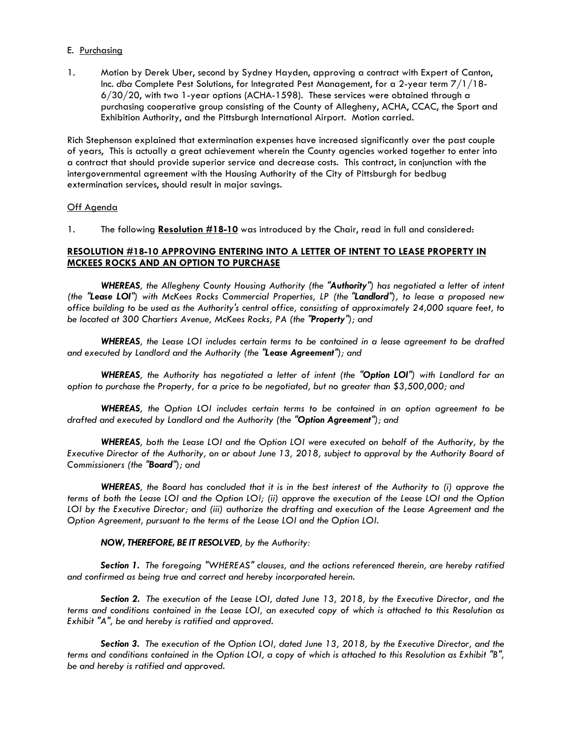E. <u>Purchasing</u>

1. Motion by Derek Uber, second by Sydney Hayden, approving a contract with Expert of Canton, Inc. *dba* Complete Pest Solutions, for Integrated Pest Management, for a 2-year term 7/1/18-6/30/20, with two 1-year options (ACHA-1598). These services were obtained through a purchasing cooperative group consisting of the County of Allegheny, ACHA, CCAC, the Sport and Exhibition Authority, and the Pittsburgh International Airport. Motion carried.

Rich Stephenson explained that extermination expenses have increased significantly over the past couple of years, This is actually a great achievement wherein the County agencies worked together to enter into a contract that should provide superior service and decrease costs. This contract, in conjunction with the intergovernmental agreement with the Housing Authority of the City of Pittsburgh for bedbug extermination services, should result in major savings.

<u>Off Agenda</u>

1. The following **<u>Resolution #18-10</u>** was introduced by the Chair, read in full and considered:

**<u>RESOLUTION #18-10 APPROVING ENTERING INTO A LETTER OF INTENT TO LEASE PROPERTY IN MCKEES ROCKS AND AN OPTION TO PURCHASE</u>**

***WHEREAS****, the Allegheny County Housing Authority (the "**Authority**") has negotiated a letter of intent (the "**Lease LOI**") with McKees Rocks Commercial Properties, LP (the "**Landlord**"), to lease a proposed new office building to be used as the Authority's central office, consisting of approximately 24,000 square feet, to be located at 300 Chartiers Avenue, McKees Rocks, PA (the "**Property**"); and*

***WHEREAS****, the Lease LOI includes certain terms to be contained in a lease agreement to be drafted and executed by Landlord and the Authority (the "**Lease Agreement**"); and*

***WHEREAS****, the Authority has negotiated a letter of intent (the "**Option LOI**") with Landlord for an option to purchase the Property, for a price to be negotiated, but no greater than $3,500,000; and*

***WHEREAS****, the Option LOI includes certain terms to be contained in an option agreement to be drafted and executed by Landlord and the Authority (the "**Option Agreement**"); and*

***WHEREAS****, both the Lease LOI and the Option LOI were executed on behalf of the Authority, by the Executive Director of the Authority, on or about June 13, 2018, subject to approval by the Authority Board of Commissioners (the "**Board**"); and*

***WHEREAS****, the Board has concluded that it is in the best interest of the Authority to (i) approve the terms of both the Lease LOI and the Option LOI; (ii) approve the execution of the Lease LOI and the Option LOI by the Executive Director; and (iii) authorize the drafting and execution of the Lease Agreement and the Option Agreement, pursuant to the terms of the Lease LOI and the Option LOI.*

***NOW, THEREFORE, BE IT RESOLVED****, by the Authority:*

***Section 1.*** *The foregoing "WHEREAS" clauses, and the actions referenced therein, are hereby ratified and confirmed as being true and correct and hereby incorporated herein.*

***Section 2.*** *The execution of the Lease LOI, dated June 13, 2018, by the Executive Director, and the terms and conditions contained in the Lease LOI, an executed copy of which is attached to this Resolution as Exhibit "A", be and hereby is ratified and approved.*

***Section 3.*** *The execution of the Option LOI, dated June 13, 2018, by the Executive Director, and the terms and conditions contained in the Option LOI, a copy of which is attached to this Resolution as Exhibit "B", be and hereby is ratified and approved.*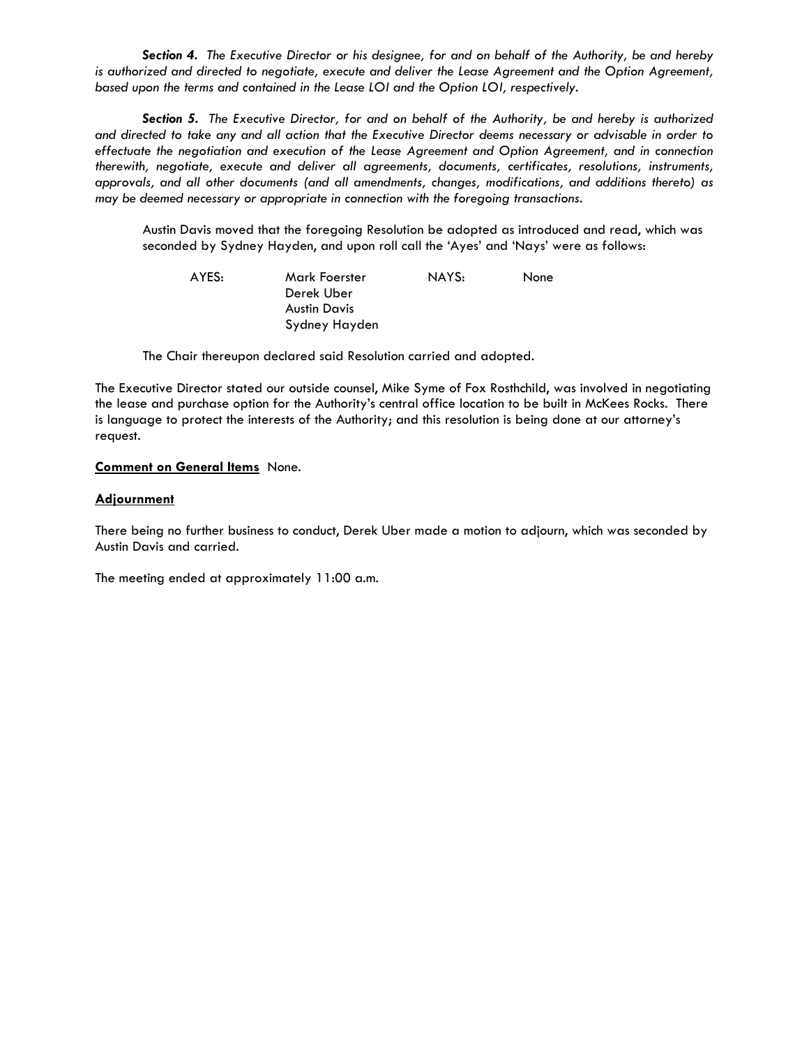***Section 4.*** *The Executive Director or his designee, for and on behalf of the Authority, be and hereby is authorized and directed to negotiate, execute and deliver the Lease Agreement and the Option Agreement, based upon the terms and contained in the Lease LOI and the Option LOI, respectively.*

***Section 5.*** *The Executive Director, for and on behalf of the Authority, be and hereby is authorized and directed to take any and all action that the Executive Director deems necessary or advisable in order to effectuate the negotiation and execution of the Lease Agreement and Option Agreement, and in connection therewith, negotiate, execute and deliver all agreements, documents, certificates, resolutions, instruments, approvals, and all other documents (and all amendments, changes, modifications, and additions thereto) as may be deemed necessary or appropriate in connection with the foregoing transactions.*

Austin Davis moved that the foregoing Resolution be adopted as introduced and read, which was seconded by Sydney Hayden, and upon roll call the 'Ayes' and 'Nays' were as follows:

| AYES: | Mark Foerster | NAYS: | None |
|---|---|---|---|
| | Derek Uber | | |
| | Austin Davis | | |
| | Sydney Hayden | | |

The Chair thereupon declared said Resolution carried and adopted.

The Executive Director stated our outside counsel, Mike Syme of Fox Rosthchild, was involved in negotiating the lease and purchase option for the Authority's central office location to be built in McKees Rocks. There is language to protect the interests of the Authority; and this resolution is being done at our attorney's request.

**Comment on General Items** None.

**Adjournment**

There being no further business to conduct, Derek Uber made a motion to adjourn, which was seconded by Austin Davis and carried.

The meeting ended at approximately 11:00 a.m.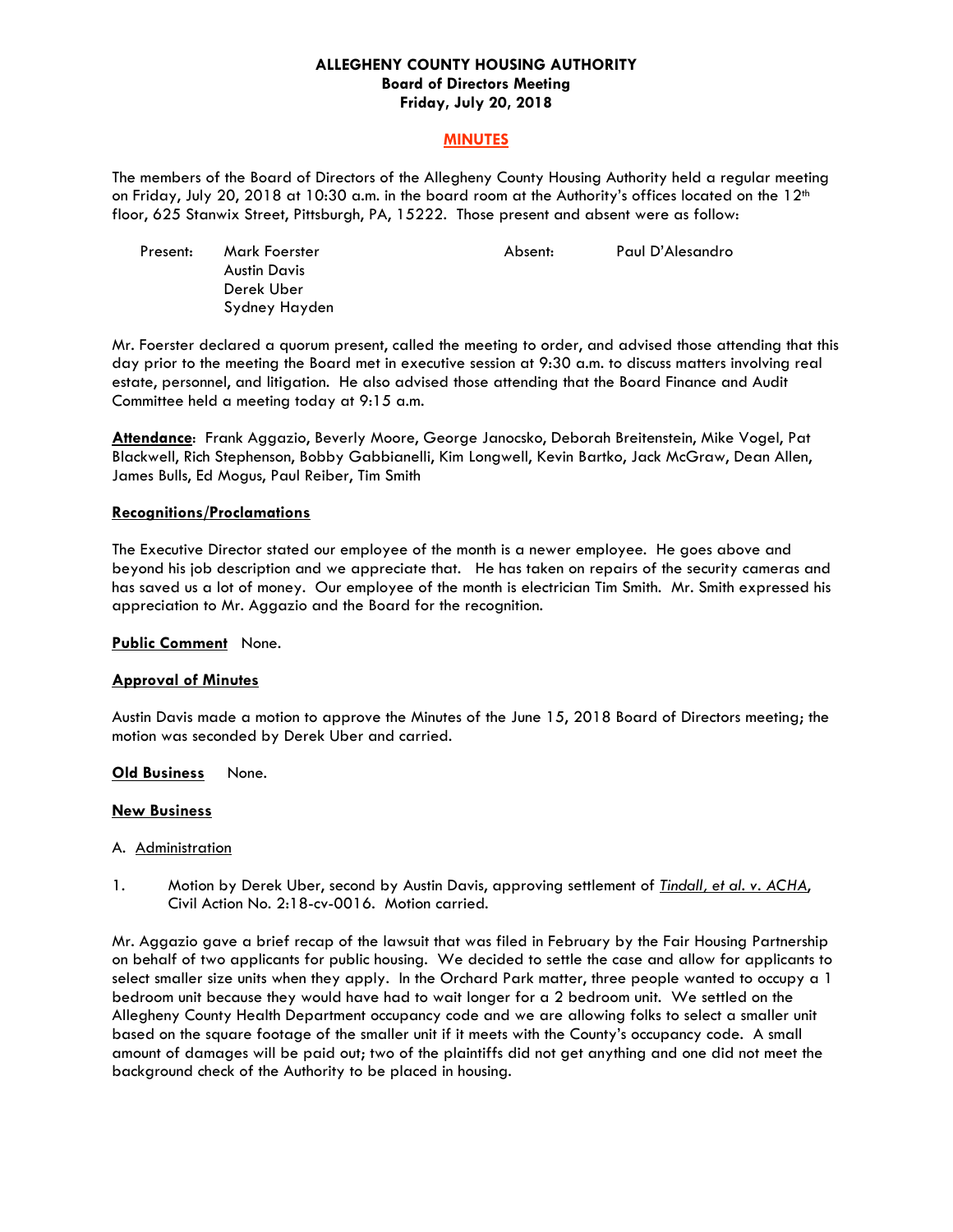**ALLEGHENY COUNTY HOUSING AUTHORITY**
**Board of Directors Meeting**
**Friday, July 20, 2018**

**MINUTES**

The members of the Board of Directors of the Allegheny County Housing Authority held a regular meeting on Friday, July 20, 2018 at 10:30 a.m. in the board room at the Authority's offices located on the 12th floor, 625 Stanwix Street, Pittsburgh, PA, 15222. Those present and absent were as follow:

| Present: | Mark Foerster | Absent: | Paul D'Alesandro |
|---|---|---|---|
| | Austin Davis | | |
| | Derek Uber | | |
| | Sydney Hayden | | |

Mr. Foerster declared a quorum present, called the meeting to order, and advised those attending that this day prior to the meeting the Board met in executive session at 9:30 a.m. to discuss matters involving real estate, personnel, and litigation. He also advised those attending that the Board Finance and Audit Committee held a meeting today at 9:15 a.m.

**Attendance**: Frank Aggazio, Beverly Moore, George Janocsko, Deborah Breitenstein, Mike Vogel, Pat Blackwell, Rich Stephenson, Bobby Gabbianelli, Kim Longwell, Kevin Bartko, Jack McGraw, Dean Allen, James Bulls, Ed Mogus, Paul Reiber, Tim Smith

**Recognitions/Proclamations**

The Executive Director stated our employee of the month is a newer employee. He goes above and beyond his job description and we appreciate that. He has taken on repairs of the security cameras and has saved us a lot of money. Our employee of the month is electrician Tim Smith. Mr. Smith expressed his appreciation to Mr. Aggazio and the Board for the recognition.

**Public Comment** None.

**Approval of Minutes**

Austin Davis made a motion to approve the Minutes of the June 15, 2018 Board of Directors meeting; the motion was seconded by Derek Uber and carried.

**Old Business** None.

**New Business**

A. Administration

1. Motion by Derek Uber, second by Austin Davis, approving settlement of *Tindall, et al. v. ACHA*, Civil Action No. 2:18-cv-0016. Motion carried.

Mr. Aggazio gave a brief recap of the lawsuit that was filed in February by the Fair Housing Partnership on behalf of two applicants for public housing. We decided to settle the case and allow for applicants to select smaller size units when they apply. In the Orchard Park matter, three people wanted to occupy a 1 bedroom unit because they would have had to wait longer for a 2 bedroom unit. We settled on the Allegheny County Health Department occupancy code and we are allowing folks to select a smaller unit based on the square footage of the smaller unit if it meets with the County's occupancy code. A small amount of damages will be paid out; two of the plaintiffs did not get anything and one did not meet the background check of the Authority to be placed in housing.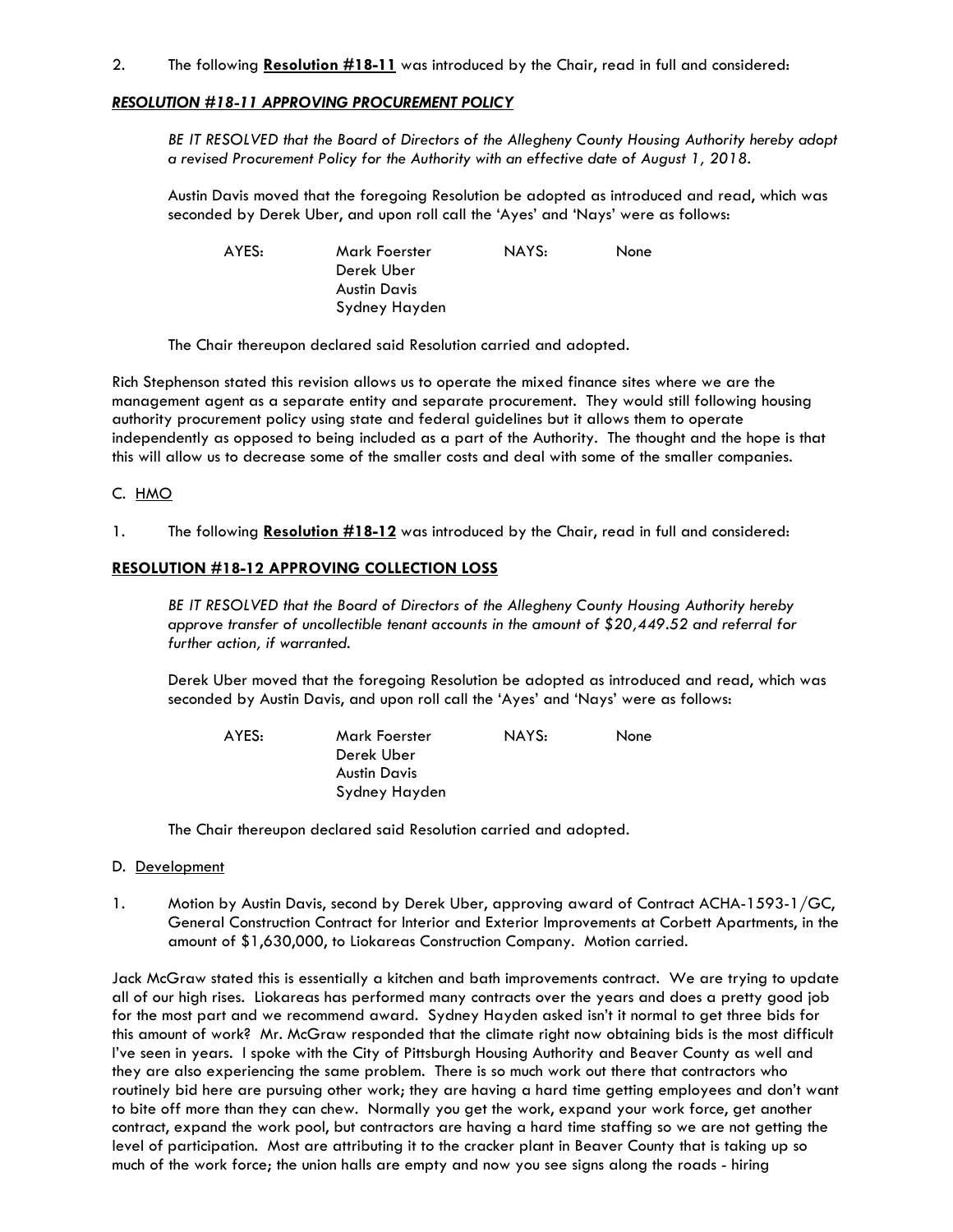2. The following **Resolution #18-11** was introduced by the Chair, read in full and considered:

***RESOLUTION #18-11 APPROVING PROCUREMENT POLICY***

> *BE IT RESOLVED that the Board of Directors of the Allegheny County Housing Authority hereby adopt a revised Procurement Policy for the Authority with an effective date of August 1, 2018.*
>
> Austin Davis moved that the foregoing Resolution be adopted as introduced and read, which was seconded by Derek Uber, and upon roll call the 'Ayes' and 'Nays' were as follows:
>
> AYES: Mark Foerster; Derek Uber; Austin Davis; Sydney Hayden
>
> NAYS: None
>
> The Chair thereupon declared said Resolution carried and adopted.

Rich Stephenson stated this revision allows us to operate the mixed finance sites where we are the management agent as a separate entity and separate procurement. They would still following housing authority procurement policy using state and federal guidelines but it allows them to operate independently as opposed to being included as a part of the Authority. The thought and the hope is that this will allow us to decrease some of the smaller costs and deal with some of the smaller companies.

C. <u>HMO</u>

1. The following **Resolution #18-12** was introduced by the Chair, read in full and considered:

**<u>RESOLUTION #18-12 APPROVING COLLECTION LOSS</u>**

> *BE IT RESOLVED that the Board of Directors of the Allegheny County Housing Authority hereby approve transfer of uncollectible tenant accounts in the amount of $20,449.52 and referral for further action, if warranted.*
>
> Derek Uber moved that the foregoing Resolution be adopted as introduced and read, which was seconded by Austin Davis, and upon roll call the 'Ayes' and 'Nays' were as follows:
>
> AYES: Mark Foerster; Derek Uber; Austin Davis; Sydney Hayden
>
> NAYS: None
>
> The Chair thereupon declared said Resolution carried and adopted.

D. <u>Development</u>

1. Motion by Austin Davis, second by Derek Uber, approving award of Contract ACHA-1593-1/GC, General Construction Contract for Interior and Exterior Improvements at Corbett Apartments, in the amount of $1,630,000, to Liokareas Construction Company. Motion carried.

Jack McGraw stated this is essentially a kitchen and bath improvements contract. We are trying to update all of our high rises. Liokareas has performed many contracts over the years and does a pretty good job for the most part and we recommend award. Sydney Hayden asked isn't it normal to get three bids for this amount of work? Mr. McGraw responded that the climate right now obtaining bids is the most difficult I've seen in years. I spoke with the City of Pittsburgh Housing Authority and Beaver County as well and they are also experiencing the same problem. There is so much work out there that contractors who routinely bid here are pursuing other work; they are having a hard time getting employees and don't want to bite off more than they can chew. Normally you get the work, expand your work force, get another contract, expand the work pool, but contractors are having a hard time staffing so we are not getting the level of participation. Most are attributing it to the cracker plant in Beaver County that is taking up so much of the work force; the union halls are empty and now you see signs along the roads - hiring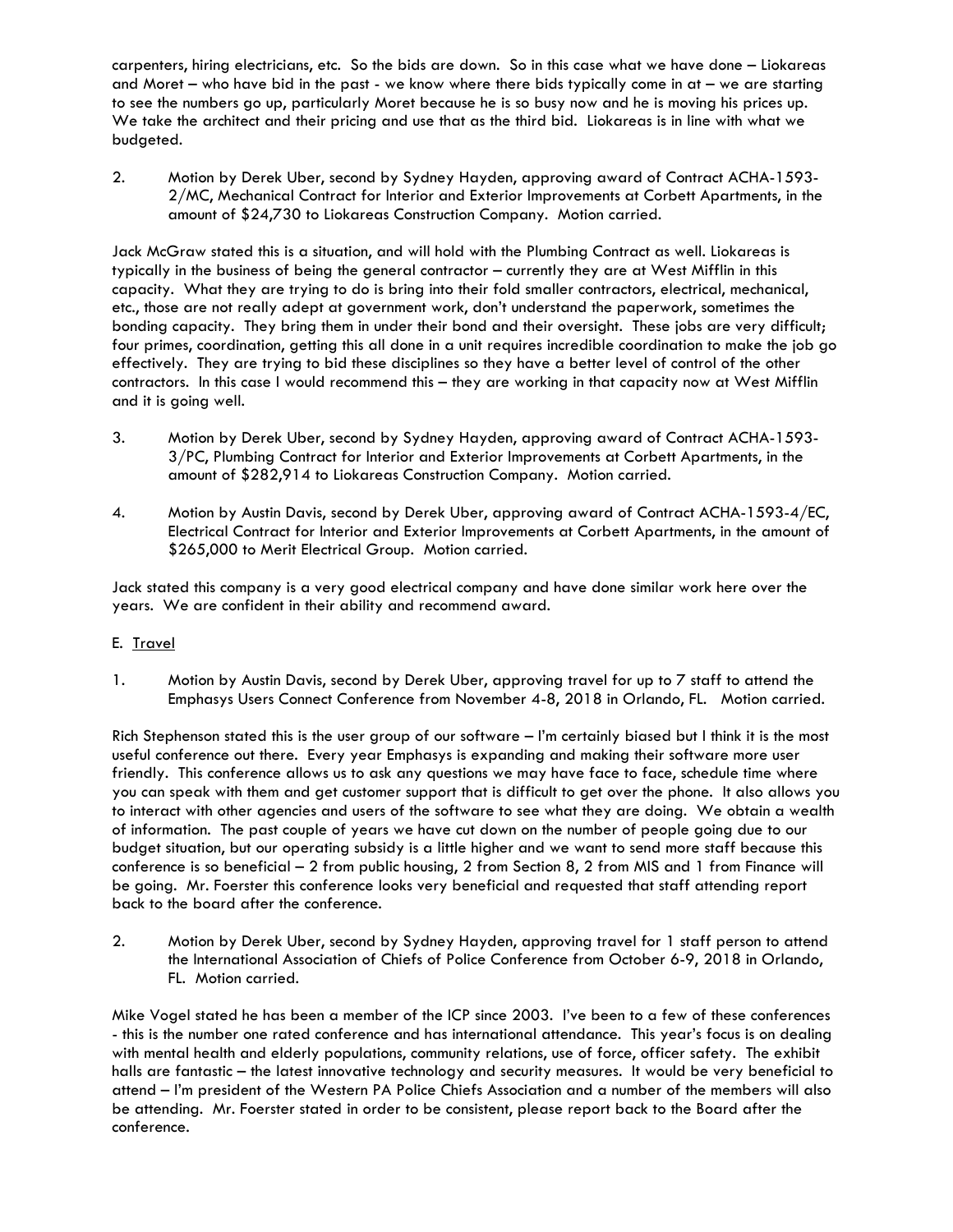carpenters, hiring electricians, etc. So the bids are down. So in this case what we have done – Liokareas and Moret – who have bid in the past - we know where there bids typically come in at – we are starting to see the numbers go up, particularly Moret because he is so busy now and he is moving his prices up. We take the architect and their pricing and use that as the third bid. Liokareas is in line with what we budgeted.

2. Motion by Derek Uber, second by Sydney Hayden, approving award of Contract ACHA-1593-2/MC, Mechanical Contract for Interior and Exterior Improvements at Corbett Apartments, in the amount of $24,730 to Liokareas Construction Company. Motion carried.

Jack McGraw stated this is a situation, and will hold with the Plumbing Contract as well. Liokareas is typically in the business of being the general contractor – currently they are at West Mifflin in this capacity. What they are trying to do is bring into their fold smaller contractors, electrical, mechanical, etc., those are not really adept at government work, don't understand the paperwork, sometimes the bonding capacity. They bring them in under their bond and their oversight. These jobs are very difficult; four primes, coordination, getting this all done in a unit requires incredible coordination to make the job go effectively. They are trying to bid these disciplines so they have a better level of control of the other contractors. In this case I would recommend this – they are working in that capacity now at West Mifflin and it is going well.

3. Motion by Derek Uber, second by Sydney Hayden, approving award of Contract ACHA-1593-3/PC, Plumbing Contract for Interior and Exterior Improvements at Corbett Apartments, in the amount of $282,914 to Liokareas Construction Company. Motion carried.

4. Motion by Austin Davis, second by Derek Uber, approving award of Contract ACHA-1593-4/EC, Electrical Contract for Interior and Exterior Improvements at Corbett Apartments, in the amount of $265,000 to Merit Electrical Group. Motion carried.

Jack stated this company is a very good electrical company and have done similar work here over the years. We are confident in their ability and recommend award.

E. Travel

1. Motion by Austin Davis, second by Derek Uber, approving travel for up to 7 staff to attend the Emphasys Users Connect Conference from November 4-8, 2018 in Orlando, FL. Motion carried.

Rich Stephenson stated this is the user group of our software – I'm certainly biased but I think it is the most useful conference out there. Every year Emphasys is expanding and making their software more user friendly. This conference allows us to ask any questions we may have face to face, schedule time where you can speak with them and get customer support that is difficult to get over the phone. It also allows you to interact with other agencies and users of the software to see what they are doing. We obtain a wealth of information. The past couple of years we have cut down on the number of people going due to our budget situation, but our operating subsidy is a little higher and we want to send more staff because this conference is so beneficial – 2 from public housing, 2 from Section 8, 2 from MIS and 1 from Finance will be going. Mr. Foerster this conference looks very beneficial and requested that staff attending report back to the board after the conference.

2. Motion by Derek Uber, second by Sydney Hayden, approving travel for 1 staff person to attend the International Association of Chiefs of Police Conference from October 6-9, 2018 in Orlando, FL. Motion carried.

Mike Vogel stated he has been a member of the ICP since 2003. I've been to a few of these conferences - this is the number one rated conference and has international attendance. This year's focus is on dealing with mental health and elderly populations, community relations, use of force, officer safety. The exhibit halls are fantastic – the latest innovative technology and security measures. It would be very beneficial to attend – I'm president of the Western PA Police Chiefs Association and a number of the members will also be attending. Mr. Foerster stated in order to be consistent, please report back to the Board after the conference.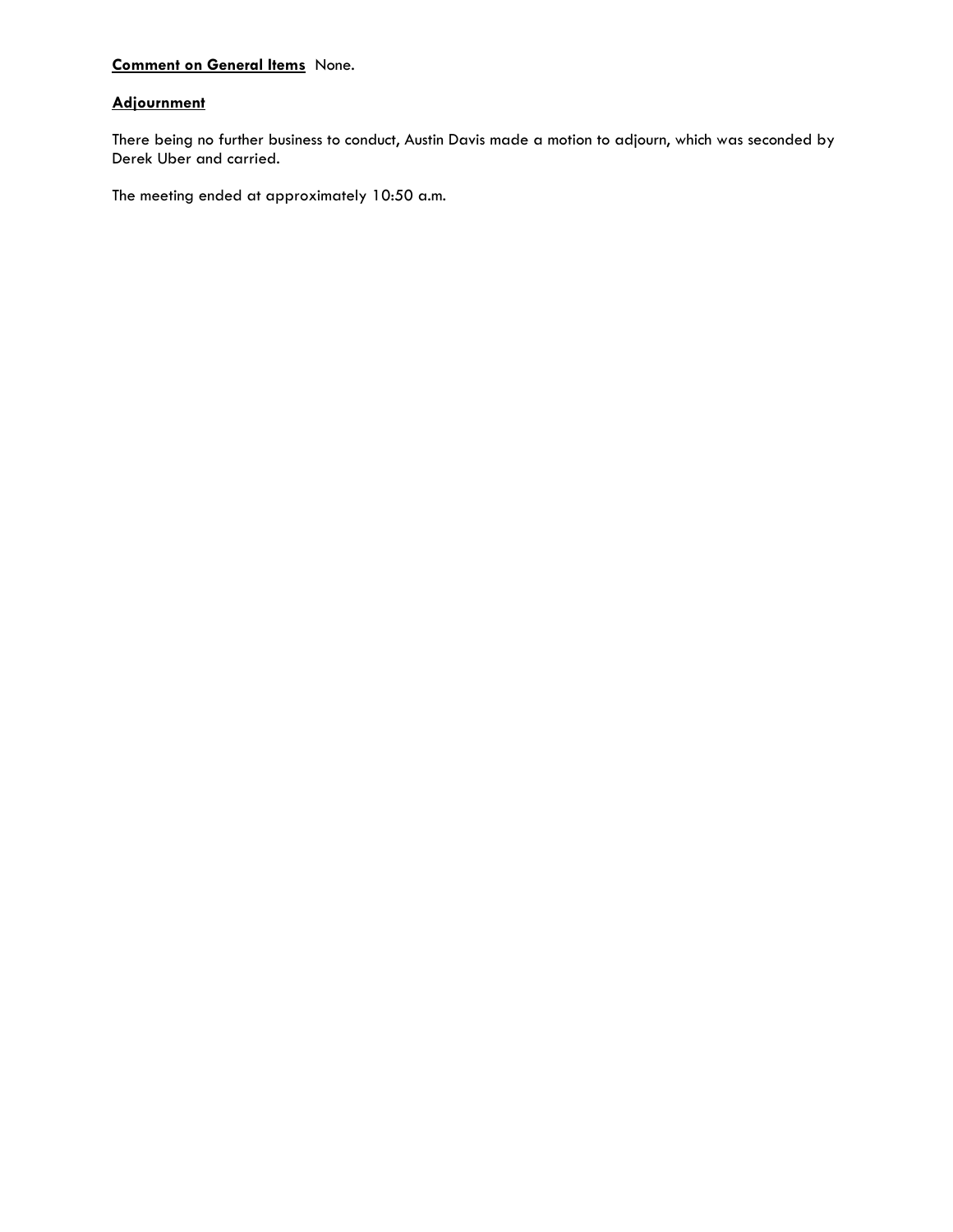**Comment on General Items** None.

**Adjournment**

There being no further business to conduct, Austin Davis made a motion to adjourn, which was seconded by Derek Uber and carried.

The meeting ended at approximately 10:50 a.m.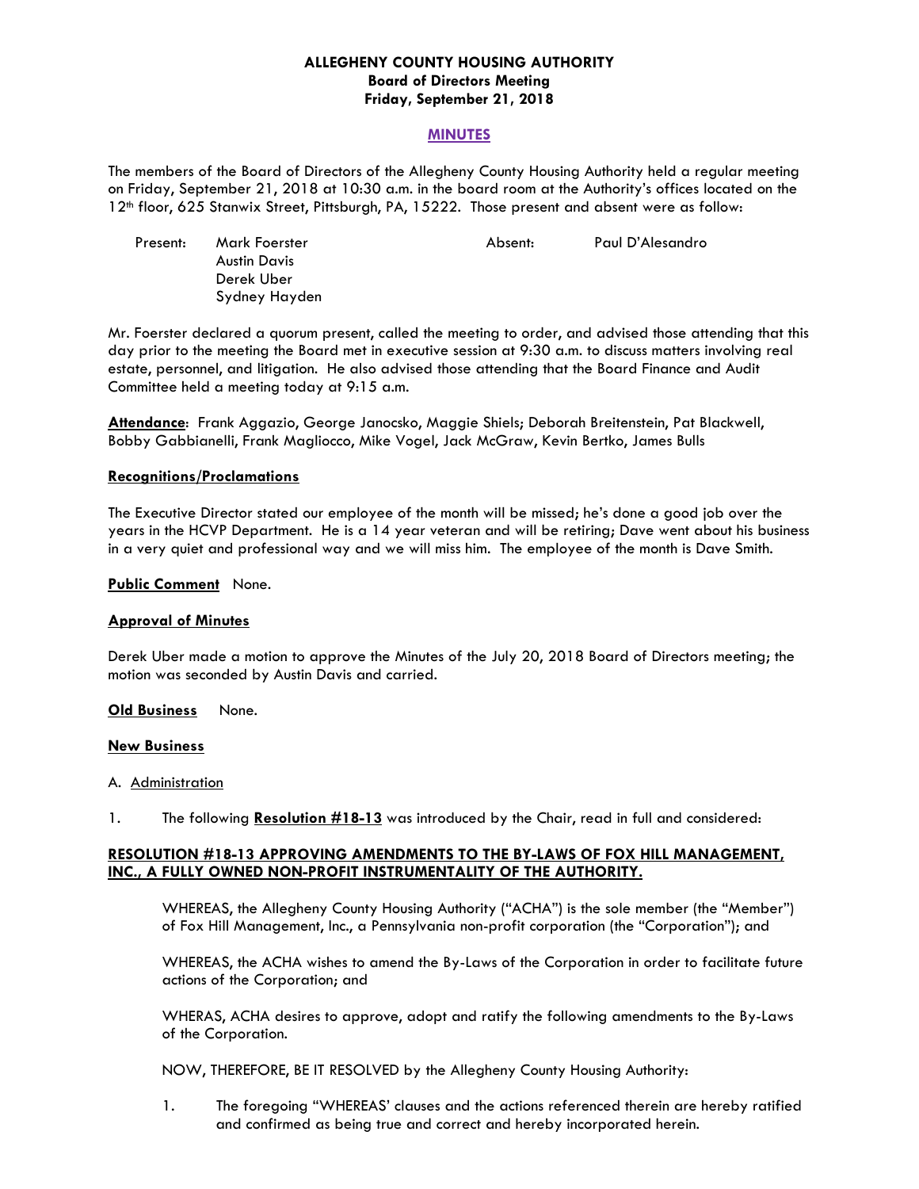**ALLEGHENY COUNTY HOUSING AUTHORITY**
**Board of Directors Meeting**
**Friday, September 21, 2018**

**MINUTES**

The members of the Board of Directors of the Allegheny County Housing Authority held a regular meeting on Friday, September 21, 2018 at 10:30 a.m. in the board room at the Authority's offices located on the 12th floor, 625 Stanwix Street, Pittsburgh, PA, 15222. Those present and absent were as follow:

| Present: | Mark Foerster | Absent: | Paul D'Alesandro |
|---|---|---|---|
| | Austin Davis | | |
| | Derek Uber | | |
| | Sydney Hayden | | |

Mr. Foerster declared a quorum present, called the meeting to order, and advised those attending that this day prior to the meeting the Board met in executive session at 9:30 a.m. to discuss matters involving real estate, personnel, and litigation. He also advised those attending that the Board Finance and Audit Committee held a meeting today at 9:15 a.m.

**Attendance**: Frank Aggazio, George Janocsko, Maggie Shiels; Deborah Breitenstein, Pat Blackwell, Bobby Gabbianelli, Frank Magliocco, Mike Vogel, Jack McGraw, Kevin Bertko, James Bulls

**Recognitions/Proclamations**

The Executive Director stated our employee of the month will be missed; he's done a good job over the years in the HCVP Department. He is a 14 year veteran and will be retiring; Dave went about his business in a very quiet and professional way and we will miss him. The employee of the month is Dave Smith.

**Public Comment** None.

**Approval of Minutes**

Derek Uber made a motion to approve the Minutes of the July 20, 2018 Board of Directors meeting; the motion was seconded by Austin Davis and carried.

**Old Business** None.

**New Business**

A. Administration

1. The following **Resolution #18-13** was introduced by the Chair, read in full and considered:

**RESOLUTION #18-13 APPROVING AMENDMENTS TO THE BY-LAWS OF FOX HILL MANAGEMENT, INC., A FULLY OWNED NON-PROFIT INSTRUMENTALITY OF THE AUTHORITY.**

WHEREAS, the Allegheny County Housing Authority ("ACHA") is the sole member (the "Member") of Fox Hill Management, Inc., a Pennsylvania non-profit corporation (the "Corporation"); and

WHEREAS, the ACHA wishes to amend the By-Laws of the Corporation in order to facilitate future actions of the Corporation; and

WHERAS, ACHA desires to approve, adopt and ratify the following amendments to the By-Laws of the Corporation.

NOW, THEREFORE, BE IT RESOLVED by the Allegheny County Housing Authority:

1. The foregoing "WHEREAS' clauses and the actions referenced therein are hereby ratified and confirmed as being true and correct and hereby incorporated herein.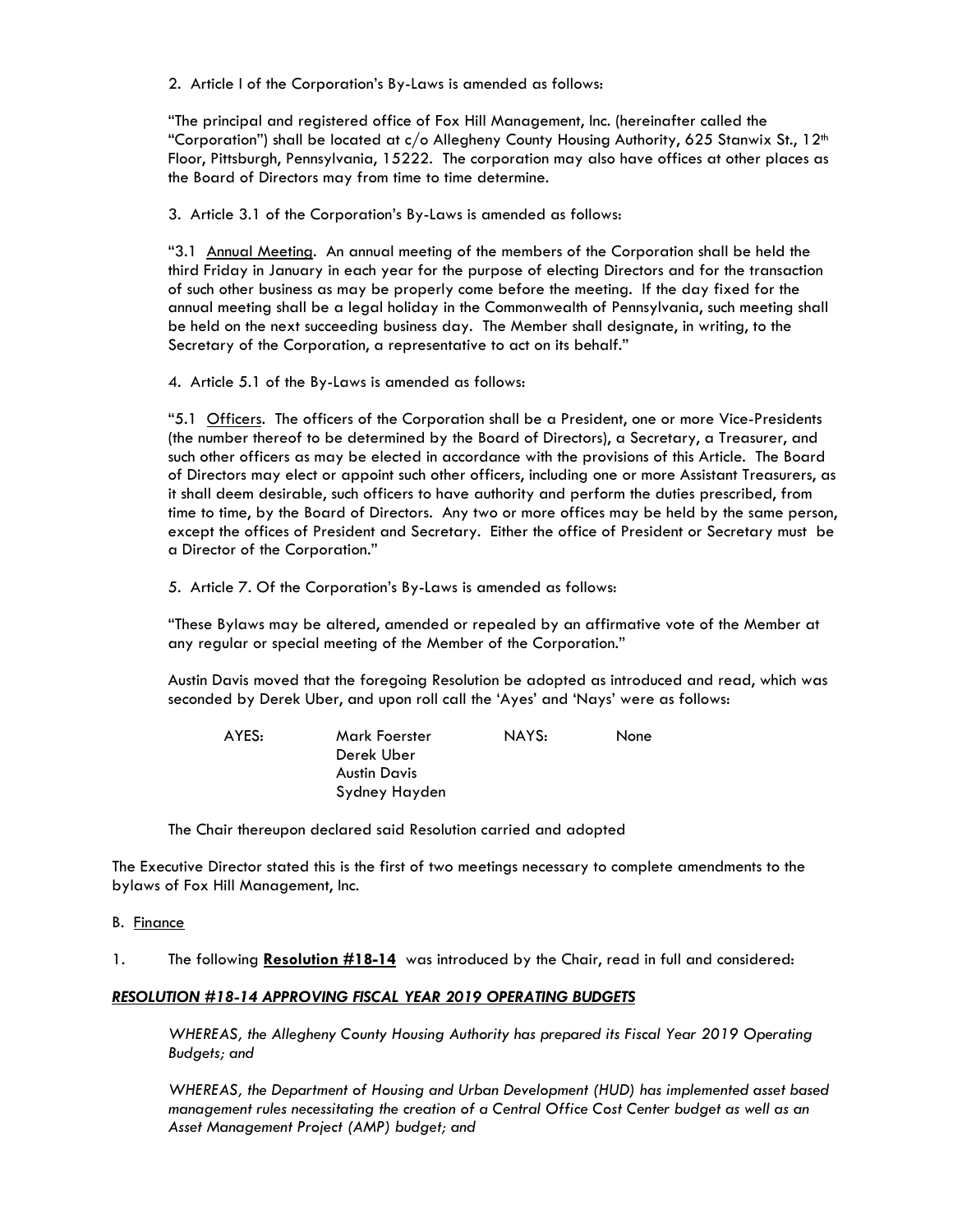2. Article I of the Corporation's By-Laws is amended as follows:

"The principal and registered office of Fox Hill Management, Inc. (hereinafter called the "Corporation") shall be located at c/o Allegheny County Housing Authority, 625 Stanwix St., 12th Floor, Pittsburgh, Pennsylvania, 15222. The corporation may also have offices at other places as the Board of Directors may from time to time determine.

3. Article 3.1 of the Corporation's By-Laws is amended as follows:

"3.1 Annual Meeting. An annual meeting of the members of the Corporation shall be held the third Friday in January in each year for the purpose of electing Directors and for the transaction of such other business as may be properly come before the meeting. If the day fixed for the annual meeting shall be a legal holiday in the Commonwealth of Pennsylvania, such meeting shall be held on the next succeeding business day. The Member shall designate, in writing, to the Secretary of the Corporation, a representative to act on its behalf."

4. Article 5.1 of the By-Laws is amended as follows:

"5.1 Officers. The officers of the Corporation shall be a President, one or more Vice-Presidents (the number thereof to be determined by the Board of Directors), a Secretary, a Treasurer, and such other officers as may be elected in accordance with the provisions of this Article. The Board of Directors may elect or appoint such other officers, including one or more Assistant Treasurers, as it shall deem desirable, such officers to have authority and perform the duties prescribed, from time to time, by the Board of Directors. Any two or more offices may be held by the same person, except the offices of President and Secretary. Either the office of President or Secretary must be a Director of the Corporation."

5. Article 7. Of the Corporation's By-Laws is amended as follows:

"These Bylaws may be altered, amended or repealed by an affirmative vote of the Member at any regular or special meeting of the Member of the Corporation."

Austin Davis moved that the foregoing Resolution be adopted as introduced and read, which was seconded by Derek Uber, and upon roll call the 'Ayes' and 'Nays' were as follows:

| AYES: | Mark Foerster | NAYS: | None |
|---|---|---|---|
| | Derek Uber | | |
| | Austin Davis | | |
| | Sydney Hayden | | |

The Chair thereupon declared said Resolution carried and adopted

The Executive Director stated this is the first of two meetings necessary to complete amendments to the bylaws of Fox Hill Management, Inc.

B. Finance

1. The following **Resolution #18-14** was introduced by the Chair, read in full and considered:

***RESOLUTION #18-14 APPROVING FISCAL YEAR 2019 OPERATING BUDGETS***

*WHEREAS, the Allegheny County Housing Authority has prepared its Fiscal Year 2019 Operating Budgets; and*

*WHEREAS, the Department of Housing and Urban Development (HUD) has implemented asset based management rules necessitating the creation of a Central Office Cost Center budget as well as an Asset Management Project (AMP) budget; and*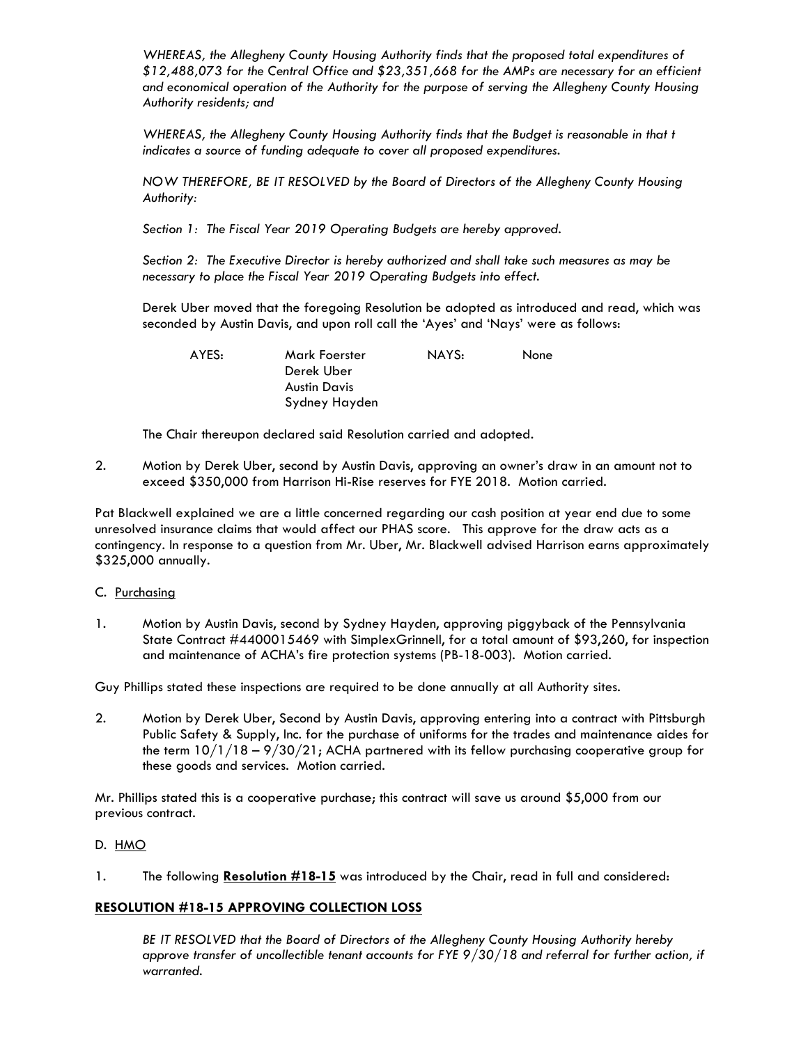*WHEREAS, the Allegheny County Housing Authority finds that the proposed total expenditures of $12,488,073 for the Central Office and $23,351,668 for the AMPs are necessary for an efficient and economical operation of the Authority for the purpose of serving the Allegheny County Housing Authority residents; and*

*WHEREAS, the Allegheny County Housing Authority finds that the Budget is reasonable in that t indicates a source of funding adequate to cover all proposed expenditures.*

*NOW THEREFORE, BE IT RESOLVED by the Board of Directors of the Allegheny County Housing Authority:*

*Section 1: The Fiscal Year 2019 Operating Budgets are hereby approved.*

*Section 2: The Executive Director is hereby authorized and shall take such measures as may be necessary to place the Fiscal Year 2019 Operating Budgets into effect.*

Derek Uber moved that the foregoing Resolution be adopted as introduced and read, which was seconded by Austin Davis, and upon roll call the 'Ayes' and 'Nays' were as follows:

| AYES: | Mark Foerster | NAYS: | None |
|---|---|---|---|
| | Derek Uber | | |
| | Austin Davis | | |
| | Sydney Hayden | | |

The Chair thereupon declared said Resolution carried and adopted.

2. Motion by Derek Uber, second by Austin Davis, approving an owner's draw in an amount not to exceed $350,000 from Harrison Hi-Rise reserves for FYE 2018. Motion carried.

Pat Blackwell explained we are a little concerned regarding our cash position at year end due to some unresolved insurance claims that would affect our PHAS score. This approve for the draw acts as a contingency. In response to a question from Mr. Uber, Mr. Blackwell advised Harrison earns approximately $325,000 annually.

C. Purchasing

1. Motion by Austin Davis, second by Sydney Hayden, approving piggyback of the Pennsylvania State Contract #4400015469 with SimplexGrinnell, for a total amount of $93,260, for inspection and maintenance of ACHA's fire protection systems (PB-18-003). Motion carried.

Guy Phillips stated these inspections are required to be done annually at all Authority sites.

2. Motion by Derek Uber, Second by Austin Davis, approving entering into a contract with Pittsburgh Public Safety & Supply, Inc. for the purchase of uniforms for the trades and maintenance aides for the term 10/1/18 – 9/30/21; ACHA partnered with its fellow purchasing cooperative group for these goods and services. Motion carried.

Mr. Phillips stated this is a cooperative purchase; this contract will save us around $5,000 from our previous contract.

D. HMO

1. The following **Resolution #18-15** was introduced by the Chair, read in full and considered:

**RESOLUTION #18-15 APPROVING COLLECTION LOSS**

*BE IT RESOLVED that the Board of Directors of the Allegheny County Housing Authority hereby approve transfer of uncollectible tenant accounts for FYE 9/30/18 and referral for further action, if warranted.*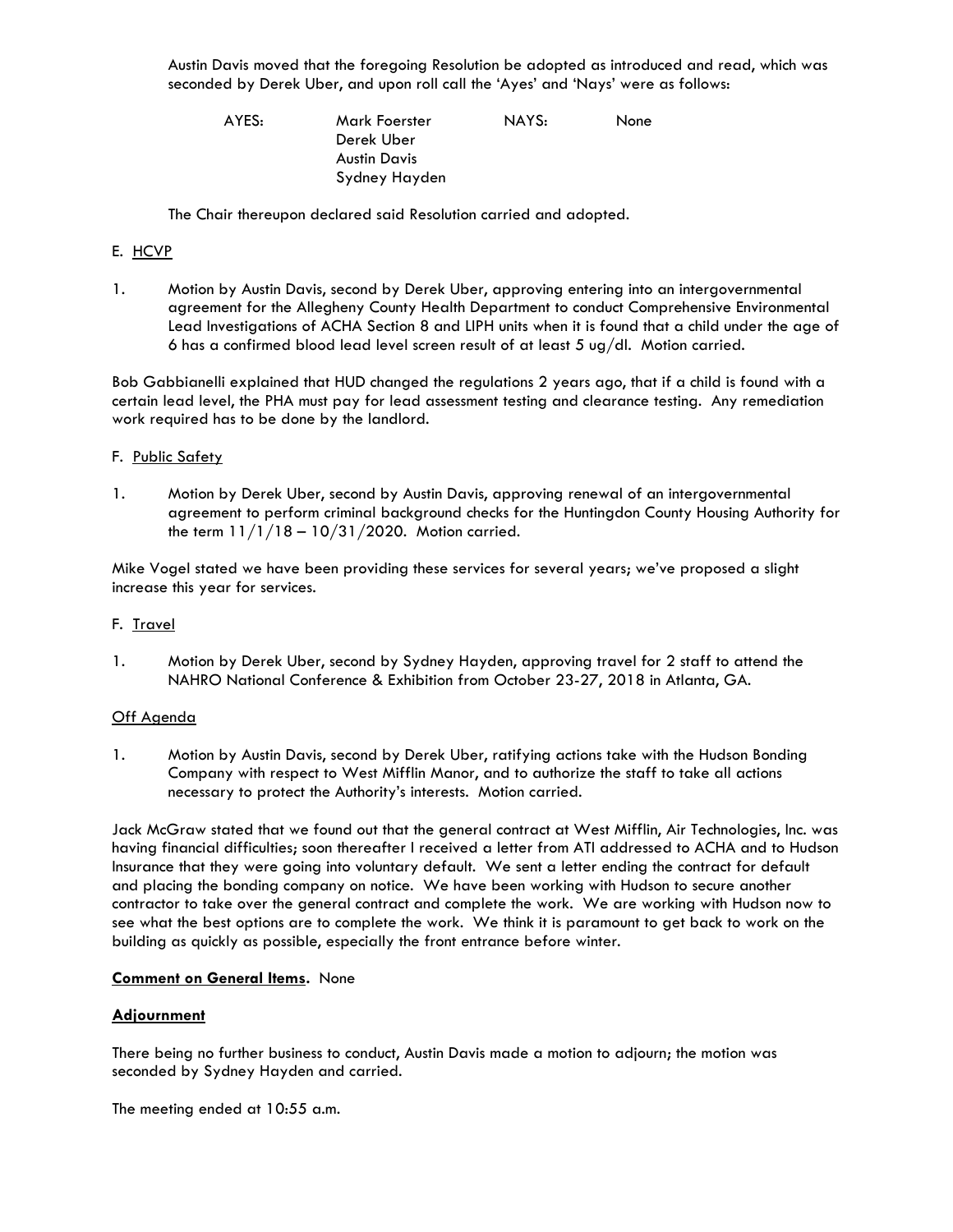Austin Davis moved that the foregoing Resolution be adopted as introduced and read, which was seconded by Derek Uber, and upon roll call the 'Ayes' and 'Nays' were as follows:

| AYES: | Mark Foerster | NAYS: | None |
|---|---|---|---|
| | Derek Uber | | |
| | Austin Davis | | |
| | Sydney Hayden | | |

The Chair thereupon declared said Resolution carried and adopted.

E. HCVP

1. Motion by Austin Davis, second by Derek Uber, approving entering into an intergovernmental agreement for the Allegheny County Health Department to conduct Comprehensive Environmental Lead Investigations of ACHA Section 8 and LIPH units when it is found that a child under the age of 6 has a confirmed blood lead level screen result of at least 5 ug/dl. Motion carried.

Bob Gabbianelli explained that HUD changed the regulations 2 years ago, that if a child is found with a certain lead level, the PHA must pay for lead assessment testing and clearance testing. Any remediation work required has to be done by the landlord.

F. Public Safety

1. Motion by Derek Uber, second by Austin Davis, approving renewal of an intergovernmental agreement to perform criminal background checks for the Huntingdon County Housing Authority for the term 11/1/18 – 10/31/2020. Motion carried.

Mike Vogel stated we have been providing these services for several years; we've proposed a slight increase this year for services.

F. Travel

1. Motion by Derek Uber, second by Sydney Hayden, approving travel for 2 staff to attend the NAHRO National Conference & Exhibition from October 23-27, 2018 in Atlanta, GA.

Off Agenda

1. Motion by Austin Davis, second by Derek Uber, ratifying actions take with the Hudson Bonding Company with respect to West Mifflin Manor, and to authorize the staff to take all actions necessary to protect the Authority's interests. Motion carried.

Jack McGraw stated that we found out that the general contract at West Mifflin, Air Technologies, Inc. was having financial difficulties; soon thereafter I received a letter from ATI addressed to ACHA and to Hudson Insurance that they were going into voluntary default. We sent a letter ending the contract for default and placing the bonding company on notice. We have been working with Hudson to secure another contractor to take over the general contract and complete the work. We are working with Hudson now to see what the best options are to complete the work. We think it is paramount to get back to work on the building as quickly as possible, especially the front entrance before winter.

**Comment on General Items.** None

**Adjournment**

There being no further business to conduct, Austin Davis made a motion to adjourn; the motion was seconded by Sydney Hayden and carried.

The meeting ended at 10:55 a.m.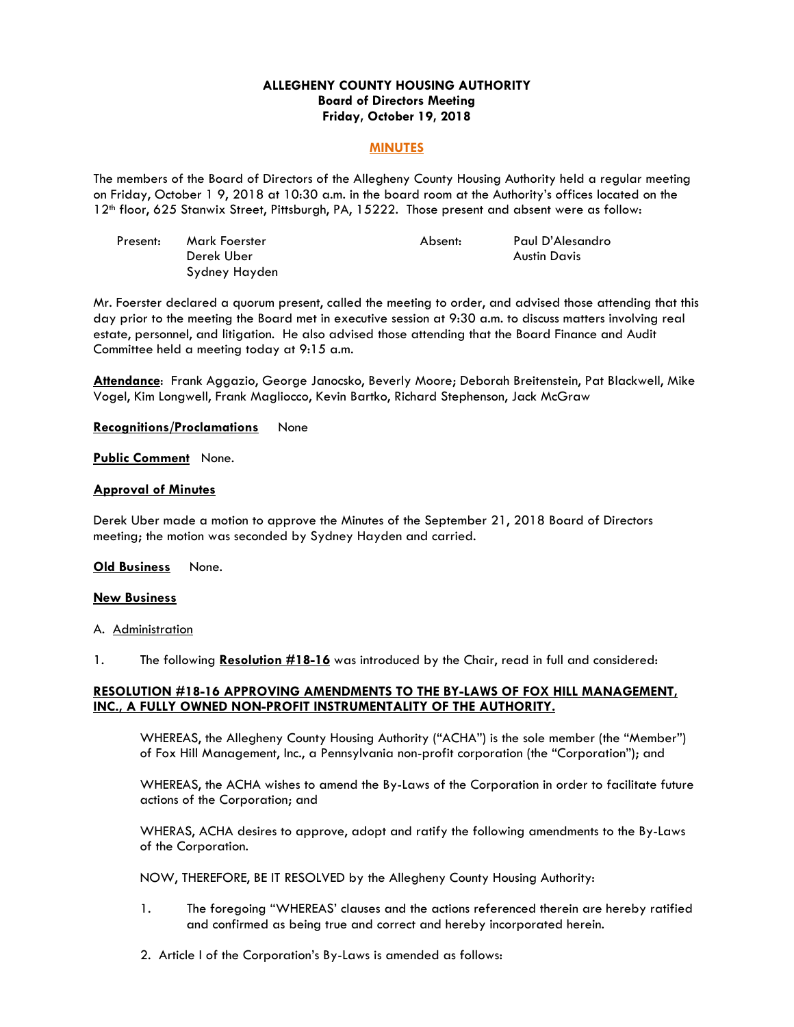**ALLEGHENY COUNTY HOUSING AUTHORITY**
**Board of Directors Meeting**
**Friday, October 19, 2018**

**MINUTES**

The members of the Board of Directors of the Allegheny County Housing Authority held a regular meeting on Friday, October 1 9, 2018 at 10:30 a.m. in the board room at the Authority's offices located on the 12th floor, 625 Stanwix Street, Pittsburgh, PA, 15222. Those present and absent were as follow:

| Present: | Mark Foerster | Absent: | Paul D'Alesandro |
|---|---|---|---|
| | Derek Uber | | Austin Davis |
| | Sydney Hayden | | |

Mr. Foerster declared a quorum present, called the meeting to order, and advised those attending that this day prior to the meeting the Board met in executive session at 9:30 a.m. to discuss matters involving real estate, personnel, and litigation. He also advised those attending that the Board Finance and Audit Committee held a meeting today at 9:15 a.m.

**Attendance**: Frank Aggazio, George Janocsko, Beverly Moore; Deborah Breitenstein, Pat Blackwell, Mike Vogel, Kim Longwell, Frank Magliocco, Kevin Bartko, Richard Stephenson, Jack McGraw

**Recognitions/Proclamations** None

**Public Comment** None.

**Approval of Minutes**

Derek Uber made a motion to approve the Minutes of the September 21, 2018 Board of Directors meeting; the motion was seconded by Sydney Hayden and carried.

**Old Business** None.

**New Business**

A. Administration

1. The following **Resolution #18-16** was introduced by the Chair, read in full and considered:

**RESOLUTION #18-16 APPROVING AMENDMENTS TO THE BY-LAWS OF FOX HILL MANAGEMENT, INC., A FULLY OWNED NON-PROFIT INSTRUMENTALITY OF THE AUTHORITY.**

WHEREAS, the Allegheny County Housing Authority ("ACHA") is the sole member (the "Member") of Fox Hill Management, Inc., a Pennsylvania non-profit corporation (the "Corporation"); and

WHEREAS, the ACHA wishes to amend the By-Laws of the Corporation in order to facilitate future actions of the Corporation; and

WHERAS, ACHA desires to approve, adopt and ratify the following amendments to the By-Laws of the Corporation.

NOW, THEREFORE, BE IT RESOLVED by the Allegheny County Housing Authority:

1. The foregoing "WHEREAS' clauses and the actions referenced therein are hereby ratified and confirmed as being true and correct and hereby incorporated herein.

2. Article I of the Corporation's By-Laws is amended as follows: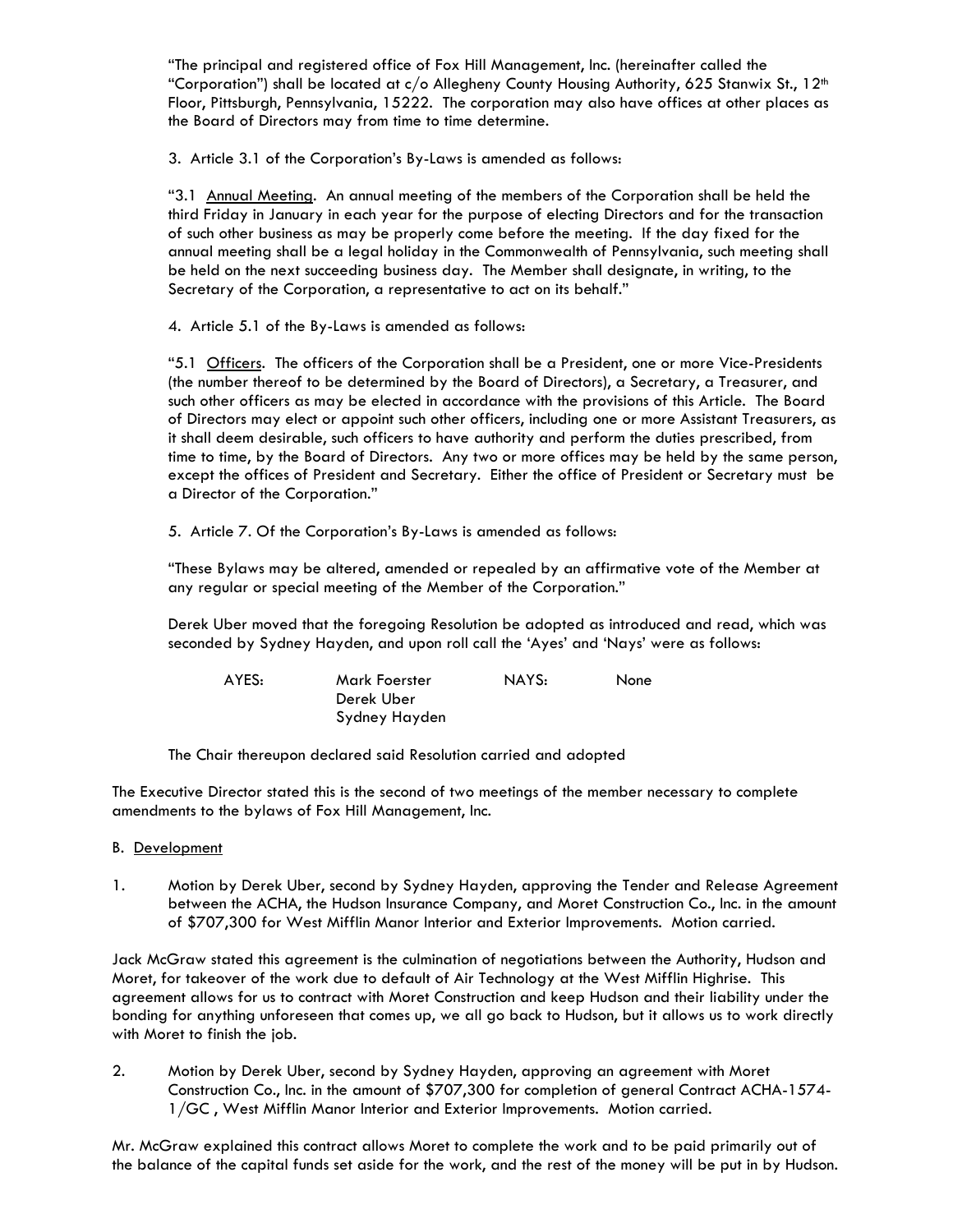"The principal and registered office of Fox Hill Management, Inc. (hereinafter called the "Corporation") shall be located at c/o Allegheny County Housing Authority, 625 Stanwix St., 12th Floor, Pittsburgh, Pennsylvania, 15222. The corporation may also have offices at other places as the Board of Directors may from time to time determine.

3. Article 3.1 of the Corporation's By-Laws is amended as follows:

"3.1 Annual Meeting. An annual meeting of the members of the Corporation shall be held the third Friday in January in each year for the purpose of electing Directors and for the transaction of such other business as may be properly come before the meeting. If the day fixed for the annual meeting shall be a legal holiday in the Commonwealth of Pennsylvania, such meeting shall be held on the next succeeding business day. The Member shall designate, in writing, to the Secretary of the Corporation, a representative to act on its behalf."

4. Article 5.1 of the By-Laws is amended as follows:

"5.1 Officers. The officers of the Corporation shall be a President, one or more Vice-Presidents (the number thereof to be determined by the Board of Directors), a Secretary, a Treasurer, and such other officers as may be elected in accordance with the provisions of this Article. The Board of Directors may elect or appoint such other officers, including one or more Assistant Treasurers, as it shall deem desirable, such officers to have authority and perform the duties prescribed, from time to time, by the Board of Directors. Any two or more offices may be held by the same person, except the offices of President and Secretary. Either the office of President or Secretary must be a Director of the Corporation."

5. Article 7. Of the Corporation's By-Laws is amended as follows:

"These Bylaws may be altered, amended or repealed by an affirmative vote of the Member at any regular or special meeting of the Member of the Corporation."

Derek Uber moved that the foregoing Resolution be adopted as introduced and read, which was seconded by Sydney Hayden, and upon roll call the 'Ayes' and 'Nays' were as follows:

| AYES: | Mark Foerster | NAYS: | None |
|---|---|---|---|
| | Derek Uber | | |
| | Sydney Hayden | | |

The Chair thereupon declared said Resolution carried and adopted

The Executive Director stated this is the second of two meetings of the member necessary to complete amendments to the bylaws of Fox Hill Management, Inc.

B. Development

1. Motion by Derek Uber, second by Sydney Hayden, approving the Tender and Release Agreement between the ACHA, the Hudson Insurance Company, and Moret Construction Co., Inc. in the amount of $707,300 for West Mifflin Manor Interior and Exterior Improvements. Motion carried.

Jack McGraw stated this agreement is the culmination of negotiations between the Authority, Hudson and Moret, for takeover of the work due to default of Air Technology at the West Mifflin Highrise. This agreement allows for us to contract with Moret Construction and keep Hudson and their liability under the bonding for anything unforeseen that comes up, we all go back to Hudson, but it allows us to work directly with Moret to finish the job.

2. Motion by Derek Uber, second by Sydney Hayden, approving an agreement with Moret Construction Co., Inc. in the amount of $707,300 for completion of general Contract ACHA-1574-1/GC , West Mifflin Manor Interior and Exterior Improvements. Motion carried.

Mr. McGraw explained this contract allows Moret to complete the work and to be paid primarily out of the balance of the capital funds set aside for the work, and the rest of the money will be put in by Hudson.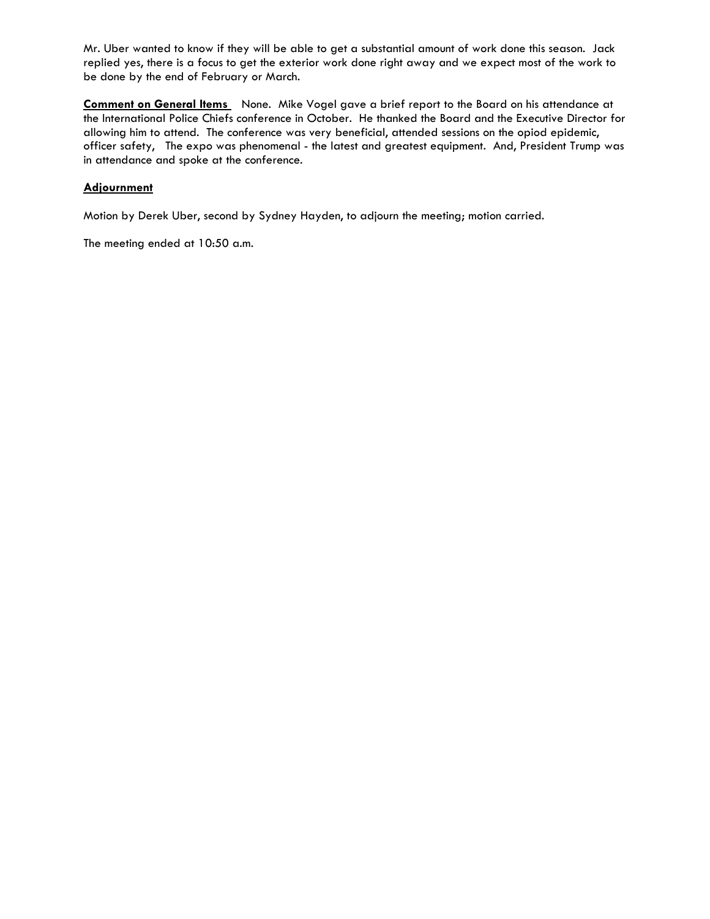Mr. Uber wanted to know if they will be able to get a substantial amount of work done this season. Jack replied yes, there is a focus to get the exterior work done right away and we expect most of the work to be done by the end of February or March.

**Comment on General Items** None. Mike Vogel gave a brief report to the Board on his attendance at the International Police Chiefs conference in October. He thanked the Board and the Executive Director for allowing him to attend. The conference was very beneficial, attended sessions on the opiod epidemic, officer safety, The expo was phenomenal - the latest and greatest equipment. And, President Trump was in attendance and spoke at the conference.

**Adjournment**

Motion by Derek Uber, second by Sydney Hayden, to adjourn the meeting; motion carried.

The meeting ended at 10:50 a.m.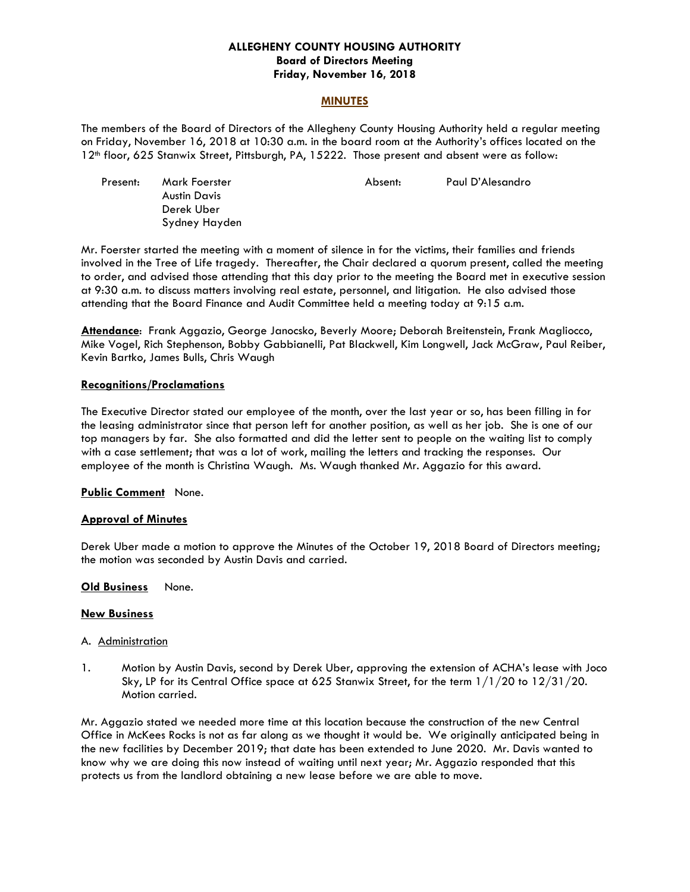**ALLEGHENY COUNTY HOUSING AUTHORITY**
**Board of Directors Meeting**
**Friday, November 16, 2018**

**MINUTES**

The members of the Board of Directors of the Allegheny County Housing Authority held a regular meeting on Friday, November 16, 2018 at 10:30 a.m. in the board room at the Authority's offices located on the 12th floor, 625 Stanwix Street, Pittsburgh, PA, 15222. Those present and absent were as follow:

| Present: | Mark Foerster | Absent: | Paul D'Alesandro |
|---|---|---|---|
| | Austin Davis | | |
| | Derek Uber | | |
| | Sydney Hayden | | |

Mr. Foerster started the meeting with a moment of silence in for the victims, their families and friends involved in the Tree of Life tragedy. Thereafter, the Chair declared a quorum present, called the meeting to order, and advised those attending that this day prior to the meeting the Board met in executive session at 9:30 a.m. to discuss matters involving real estate, personnel, and litigation. He also advised those attending that the Board Finance and Audit Committee held a meeting today at 9:15 a.m.

**Attendance**: Frank Aggazio, George Janocsko, Beverly Moore; Deborah Breitenstein, Frank Magliocco, Mike Vogel, Rich Stephenson, Bobby Gabbianelli, Pat Blackwell, Kim Longwell, Jack McGraw, Paul Reiber, Kevin Bartko, James Bulls, Chris Waugh

**Recognitions/Proclamations**

The Executive Director stated our employee of the month, over the last year or so, has been filling in for the leasing administrator since that person left for another position, as well as her job. She is one of our top managers by far. She also formatted and did the letter sent to people on the waiting list to comply with a case settlement; that was a lot of work, mailing the letters and tracking the responses. Our employee of the month is Christina Waugh. Ms. Waugh thanked Mr. Aggazio for this award.

**Public Comment** None.

**Approval of Minutes**

Derek Uber made a motion to approve the Minutes of the October 19, 2018 Board of Directors meeting; the motion was seconded by Austin Davis and carried.

**Old Business** None.

**New Business**

A. Administration

1. Motion by Austin Davis, second by Derek Uber, approving the extension of ACHA's lease with Joco Sky, LP for its Central Office space at 625 Stanwix Street, for the term 1/1/20 to 12/31/20. Motion carried.

Mr. Aggazio stated we needed more time at this location because the construction of the new Central Office in McKees Rocks is not as far along as we thought it would be. We originally anticipated being in the new facilities by December 2019; that date has been extended to June 2020. Mr. Davis wanted to know why we are doing this now instead of waiting until next year; Mr. Aggazio responded that this protects us from the landlord obtaining a new lease before we are able to move.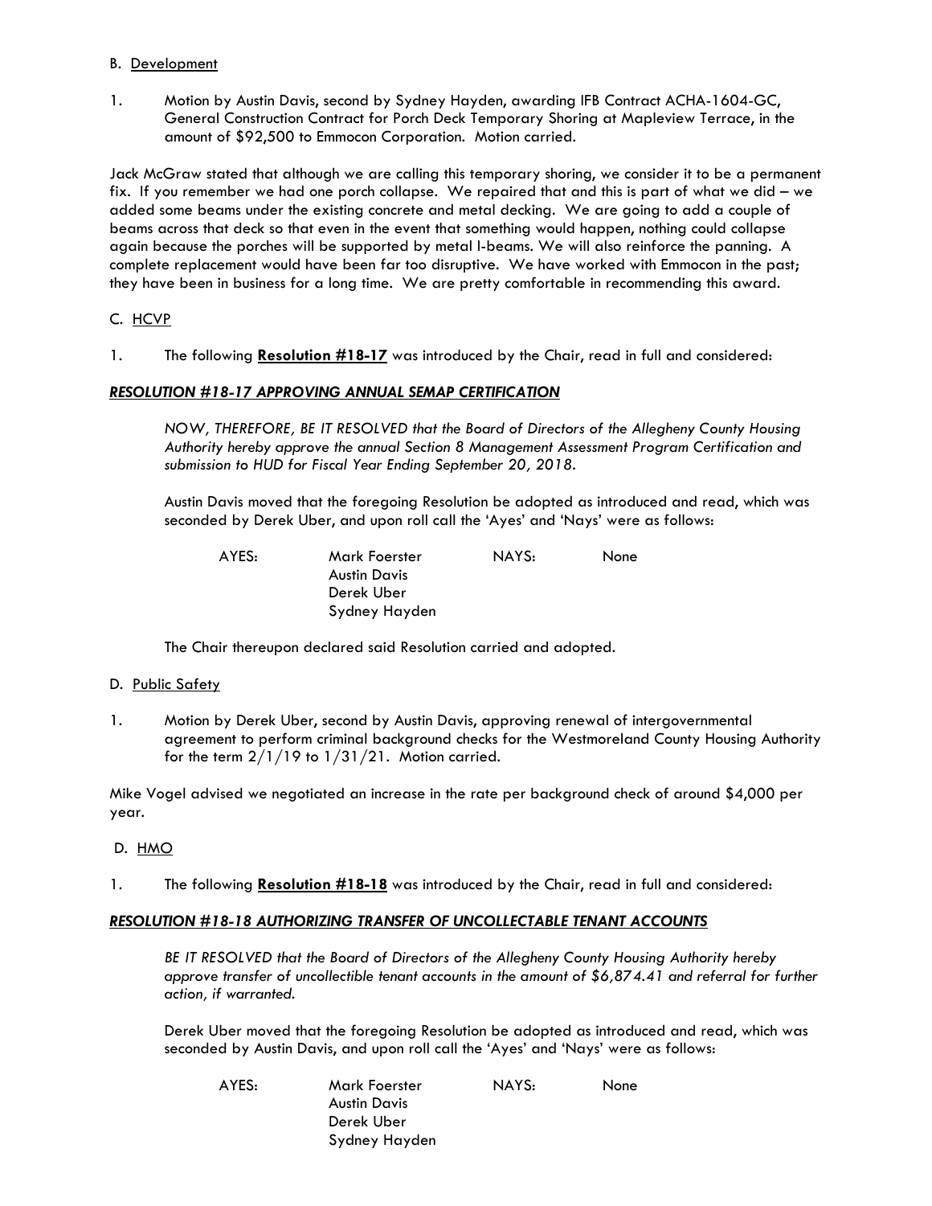B. Development

1. Motion by Austin Davis, second by Sydney Hayden, awarding IFB Contract ACHA-1604-GC, General Construction Contract for Porch Deck Temporary Shoring at Mapleview Terrace, in the amount of $92,500 to Emmocon Corporation. Motion carried.

Jack McGraw stated that although we are calling this temporary shoring, we consider it to be a permanent fix. If you remember we had one porch collapse. We repaired that and this is part of what we did – we added some beams under the existing concrete and metal decking. We are going to add a couple of beams across that deck so that even in the event that something would happen, nothing could collapse again because the porches will be supported by metal I-beams. We will also reinforce the panning. A complete replacement would have been far too disruptive. We have worked with Emmocon in the past; they have been in business for a long time. We are pretty comfortable in recommending this award.

C. HCVP

1. The following **Resolution #18-17** was introduced by the Chair, read in full and considered:

***RESOLUTION #18-17 APPROVING ANNUAL SEMAP CERTIFICATION***

*NOW, THEREFORE, BE IT RESOLVED that the Board of Directors of the Allegheny County Housing Authority hereby approve the annual Section 8 Management Assessment Program Certification and submission to HUD for Fiscal Year Ending September 20, 2018.*

Austin Davis moved that the foregoing Resolution be adopted as introduced and read, which was seconded by Derek Uber, and upon roll call the 'Ayes' and 'Nays' were as follows:

| AYES: | Mark Foerster | NAYS: | None |
|---|---|---|---|
| | Austin Davis | | |
| | Derek Uber | | |
| | Sydney Hayden | | |

The Chair thereupon declared said Resolution carried and adopted.

D. Public Safety

1. Motion by Derek Uber, second by Austin Davis, approving renewal of intergovernmental agreement to perform criminal background checks for the Westmoreland County Housing Authority for the term 2/1/19 to 1/31/21. Motion carried.

Mike Vogel advised we negotiated an increase in the rate per background check of around $4,000 per year.

D. HMO

1. The following **Resolution #18-18** was introduced by the Chair, read in full and considered:

***RESOLUTION #18-18 AUTHORIZING TRANSFER OF UNCOLLECTABLE TENANT ACCOUNTS***

*BE IT RESOLVED that the Board of Directors of the Allegheny County Housing Authority hereby approve transfer of uncollectible tenant accounts in the amount of $6,874.41 and referral for further action, if warranted.*

Derek Uber moved that the foregoing Resolution be adopted as introduced and read, which was seconded by Austin Davis, and upon roll call the 'Ayes' and 'Nays' were as follows:

| AYES: | Mark Foerster | NAYS: | None |
|---|---|---|---|
| | Austin Davis | | |
| | Derek Uber | | |
| | Sydney Hayden | | |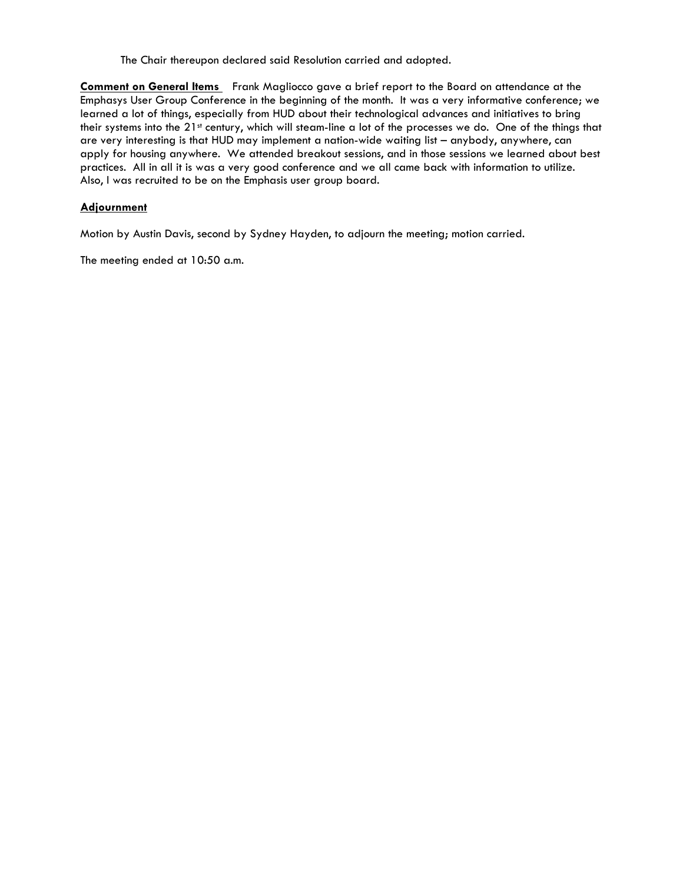The Chair thereupon declared said Resolution carried and adopted.

**Comment on General Items** Frank Magliocco gave a brief report to the Board on attendance at the Emphasys User Group Conference in the beginning of the month. It was a very informative conference; we learned a lot of things, especially from HUD about their technological advances and initiatives to bring their systems into the 21st century, which will steam-line a lot of the processes we do. One of the things that are very interesting is that HUD may implement a nation-wide waiting list – anybody, anywhere, can apply for housing anywhere. We attended breakout sessions, and in those sessions we learned about best practices. All in all it is was a very good conference and we all came back with information to utilize. Also, I was recruited to be on the Emphasis user group board.

**Adjournment**

Motion by Austin Davis, second by Sydney Hayden, to adjourn the meeting; motion carried.

The meeting ended at 10:50 a.m.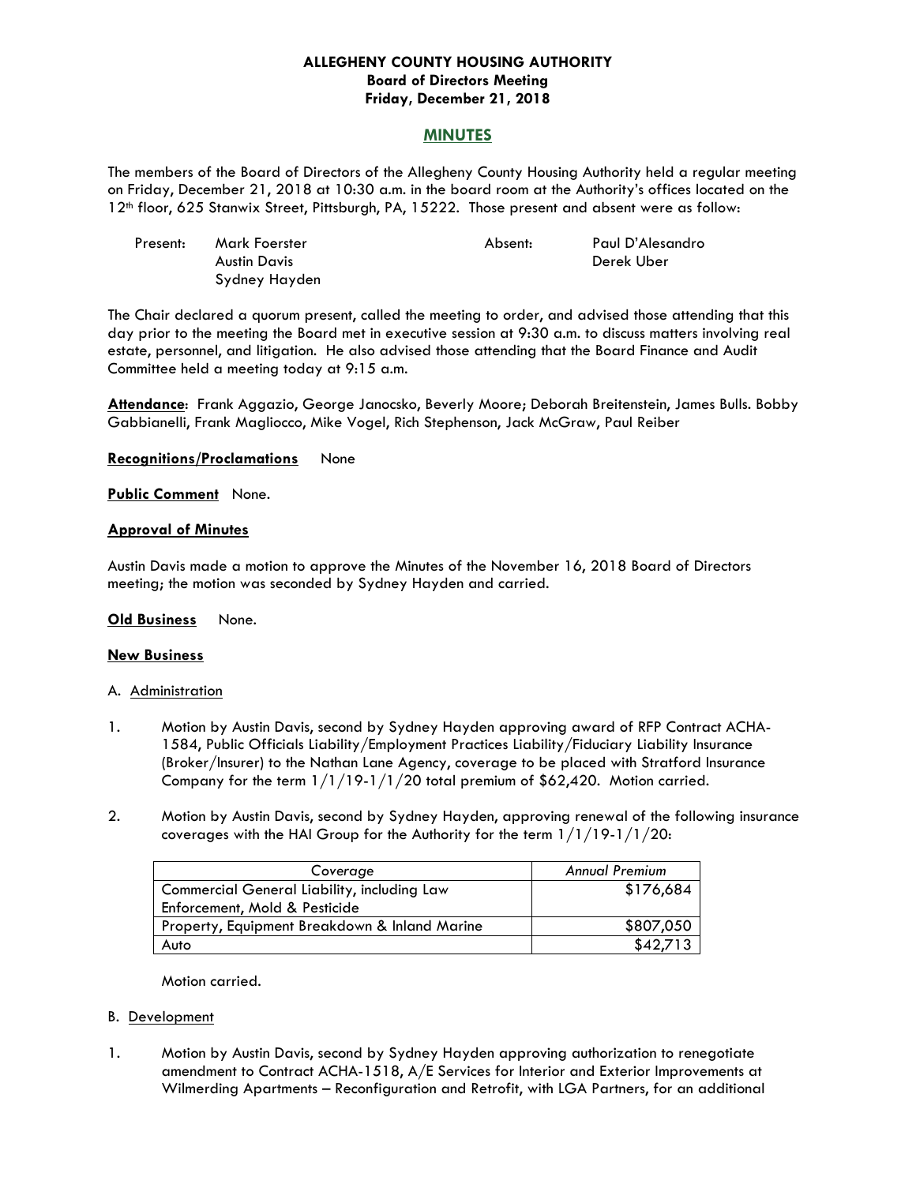**ALLEGHENY COUNTY HOUSING AUTHORITY**
**Board of Directors Meeting**
**Friday, December 21, 2018**

## MINUTES

The members of the Board of Directors of the Allegheny County Housing Authority held a regular meeting on Friday, December 21, 2018 at 10:30 a.m. in the board room at the Authority's offices located on the 12th floor, 625 Stanwix Street, Pittsburgh, PA, 15222. Those present and absent were as follow:

| Present: | Mark Foerster | Absent: | Paul D'Alesandro |
|---|---|---|---|
| | Austin Davis | | Derek Uber |
| | Sydney Hayden | | |

The Chair declared a quorum present, called the meeting to order, and advised those attending that this day prior to the meeting the Board met in executive session at 9:30 a.m. to discuss matters involving real estate, personnel, and litigation. He also advised those attending that the Board Finance and Audit Committee held a meeting today at 9:15 a.m.

**Attendance**: Frank Aggazio, George Janocsko, Beverly Moore; Deborah Breitenstein, James Bulls. Bobby Gabbianelli, Frank Magliocco, Mike Vogel, Rich Stephenson, Jack McGraw, Paul Reiber

**Recognitions/Proclamations** None

**Public Comment** None.

**Approval of Minutes**

Austin Davis made a motion to approve the Minutes of the November 16, 2018 Board of Directors meeting; the motion was seconded by Sydney Hayden and carried.

**Old Business** None.

**New Business**

A. Administration

1. Motion by Austin Davis, second by Sydney Hayden approving award of RFP Contract ACHA-1584, Public Officials Liability/Employment Practices Liability/Fiduciary Liability Insurance (Broker/Insurer) to the Nathan Lane Agency, coverage to be placed with Stratford Insurance Company for the term 1/1/19-1/1/20 total premium of $62,420. Motion carried.

2. Motion by Austin Davis, second by Sydney Hayden, approving renewal of the following insurance coverages with the HAI Group for the Authority for the term 1/1/19-1/1/20:

| Coverage | *Annual Premium* |
|---|---|
| Commercial General Liability, including Law Enforcement, Mold & Pesticide | $176,684 |
| Property, Equipment Breakdown & Inland Marine | $807,050 |
| Auto | $42,713 |

Motion carried.

B. Development

1. Motion by Austin Davis, second by Sydney Hayden approving authorization to renegotiate amendment to Contract ACHA-1518, A/E Services for Interior and Exterior Improvements at Wilmerding Apartments – Reconfiguration and Retrofit, with LGA Partners, for an additional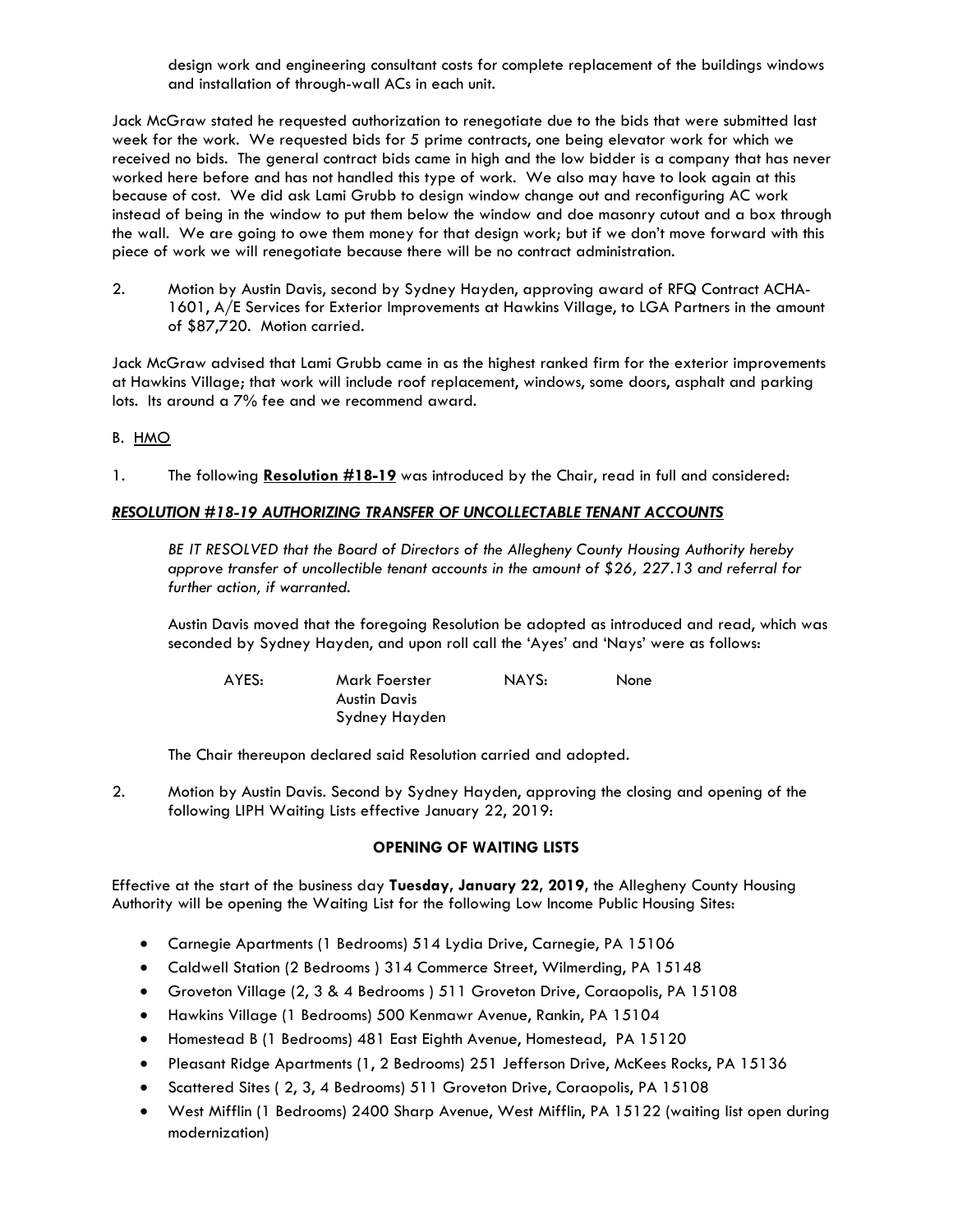design work and engineering consultant costs for complete replacement of the buildings windows and installation of through-wall ACs in each unit.

Jack McGraw stated he requested authorization to renegotiate due to the bids that were submitted last week for the work. We requested bids for 5 prime contracts, one being elevator work for which we received no bids. The general contract bids came in high and the low bidder is a company that has never worked here before and has not handled this type of work. We also may have to look again at this because of cost. We did ask Lami Grubb to design window change out and reconfiguring AC work instead of being in the window to put them below the window and doe masonry cutout and a box through the wall. We are going to owe them money for that design work; but if we don't move forward with this piece of work we will renegotiate because there will be no contract administration.

2. Motion by Austin Davis, second by Sydney Hayden, approving award of RFQ Contract ACHA-1601, A/E Services for Exterior Improvements at Hawkins Village, to LGA Partners in the amount of $87,720. Motion carried.

Jack McGraw advised that Lami Grubb came in as the highest ranked firm for the exterior improvements at Hawkins Village; that work will include roof replacement, windows, some doors, asphalt and parking lots. Its around a 7% fee and we recommend award.

B. HMO

1. The following **Resolution #18-19** was introduced by the Chair, read in full and considered:

***RESOLUTION #18-19 AUTHORIZING TRANSFER OF UNCOLLECTABLE TENANT ACCOUNTS***

*BE IT RESOLVED that the Board of Directors of the Allegheny County Housing Authority hereby approve transfer of uncollectible tenant accounts in the amount of $26, 227.13 and referral for further action, if warranted.*

Austin Davis moved that the foregoing Resolution be adopted as introduced and read, which was seconded by Sydney Hayden, and upon roll call the 'Ayes' and 'Nays' were as follows:

| AYES: | Mark Foerster | NAYS: | None |
|---|---|---|---|
| | Austin Davis | | |
| | Sydney Hayden | | |

The Chair thereupon declared said Resolution carried and adopted.

2. Motion by Austin Davis. Second by Sydney Hayden, approving the closing and opening of the following LIPH Waiting Lists effective January 22, 2019:

**OPENING OF WAITING LISTS**

Effective at the start of the business day **Tuesday, January 22, 2019**, the Allegheny County Housing Authority will be opening the Waiting List for the following Low Income Public Housing Sites:

- Carnegie Apartments (1 Bedrooms) 514 Lydia Drive, Carnegie, PA 15106
- Caldwell Station (2 Bedrooms ) 314 Commerce Street, Wilmerding, PA 15148
- Groveton Village (2, 3 & 4 Bedrooms ) 511 Groveton Drive, Coraopolis, PA 15108
- Hawkins Village (1 Bedrooms) 500 Kenmawr Avenue, Rankin, PA 15104
- Homestead B (1 Bedrooms) 481 East Eighth Avenue, Homestead, PA 15120
- Pleasant Ridge Apartments (1, 2 Bedrooms) 251 Jefferson Drive, McKees Rocks, PA 15136
- Scattered Sites ( 2, 3, 4 Bedrooms) 511 Groveton Drive, Coraopolis, PA 15108
- West Mifflin (1 Bedrooms) 2400 Sharp Avenue, West Mifflin, PA 15122 (waiting list open during modernization)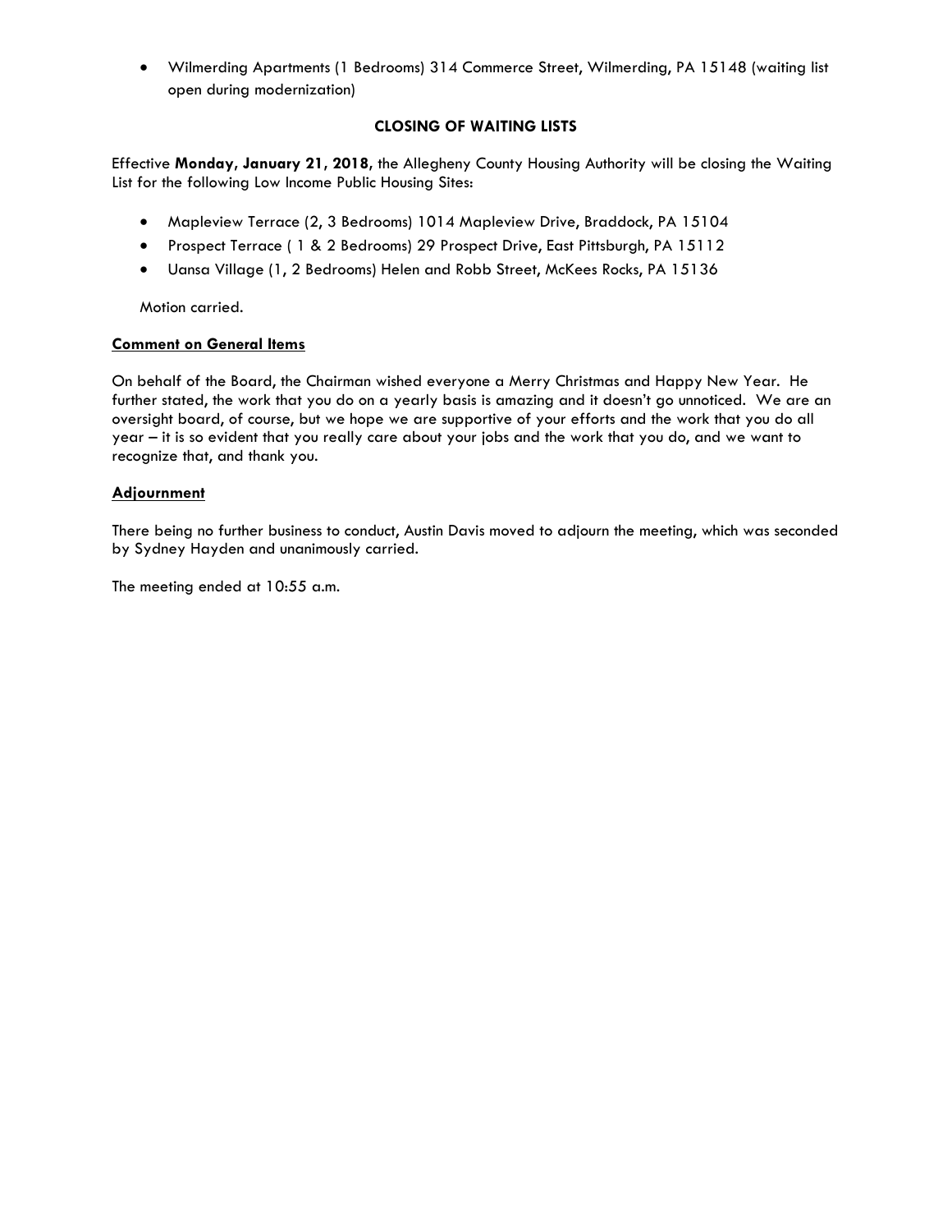- Wilmerding Apartments (1 Bedrooms) 314 Commerce Street, Wilmerding, PA 15148 (waiting list open during modernization)

**CLOSING OF WAITING LISTS**

Effective **Monday, January 21, 2018,** the Allegheny County Housing Authority will be closing the Waiting List for the following Low Income Public Housing Sites:

- Mapleview Terrace (2, 3 Bedrooms) 1014 Mapleview Drive, Braddock, PA 15104
- Prospect Terrace ( 1 & 2 Bedrooms) 29 Prospect Drive, East Pittsburgh, PA 15112
- Uansa Village (1, 2 Bedrooms) Helen and Robb Street, McKees Rocks, PA 15136

Motion carried.

**Comment on General Items**

On behalf of the Board, the Chairman wished everyone a Merry Christmas and Happy New Year. He further stated, the work that you do on a yearly basis is amazing and it doesn't go unnoticed. We are an oversight board, of course, but we hope we are supportive of your efforts and the work that you do all year – it is so evident that you really care about your jobs and the work that you do, and we want to recognize that, and thank you.

**Adjournment**

There being no further business to conduct, Austin Davis moved to adjourn the meeting, which was seconded by Sydney Hayden and unanimously carried.

The meeting ended at 10:55 a.m.